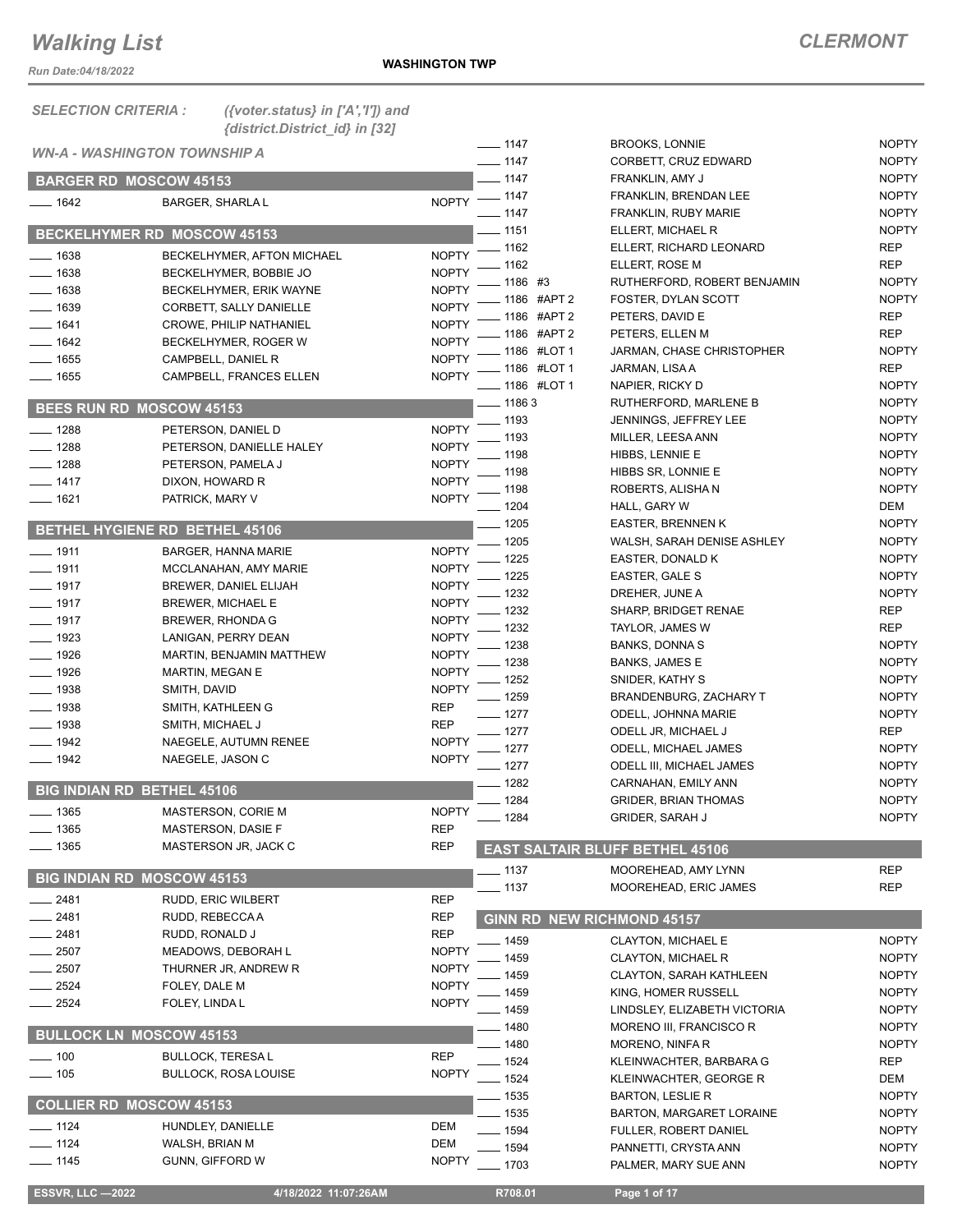# Walking List

**CLERMONT**

Run Date:04/18/2022

**WASHINGTON TWP**

*SELECTION CRITERIA :* *({voter.status} in ['A','I']) and {district.District_id} in [32]*

*WN-A - WASHINGTON TOWNSHIP A*

### BARGER RD MOSCOW 45153

| | | |
|---|---|---|
| ____ 1642 | BARGER, SHARLA L | NOPTY |

### BECKELHYMER RD MOSCOW 45153

| | | |
|---|---|---|
| ____ 1638 | BECKELHYMER, AFTON MICHAEL | NOPTY |
| ____ 1638 | BECKELHYMER, BOBBIE JO | NOPTY |
| ____ 1638 | BECKELHYMER, ERIK WAYNE | NOPTY |
| ____ 1639 | CORBETT, SALLY DANIELLE | NOPTY |
| ____ 1641 | CROWE, PHILIP NATHANIEL | NOPTY |
| ____ 1642 | BECKELHYMER, ROGER W | NOPTY |
| ____ 1655 | CAMPBELL, DANIEL R | NOPTY |
| ____ 1655 | CAMPBELL, FRANCES ELLEN | NOPTY |

### BEES RUN RD MOSCOW 45153

| | | |
|---|---|---|
| ____ 1288 | PETERSON, DANIEL D | NOPTY |
| ____ 1288 | PETERSON, DANIELLE HALEY | NOPTY |
| ____ 1288 | PETERSON, PAMELA J | NOPTY |
| ____ 1417 | DIXON, HOWARD R | NOPTY |
| ____ 1621 | PATRICK, MARY V | NOPTY |

### BETHEL HYGIENE RD BETHEL 45106

| | | |
|---|---|---|
| ____ 1911 | BARGER, HANNA MARIE | NOPTY |
| ____ 1911 | MCCLANAHAN, AMY MARIE | NOPTY |
| ____ 1917 | BREWER, DANIEL ELIJAH | NOPTY |
| ____ 1917 | BREWER, MICHAEL E | NOPTY |
| ____ 1917 | BREWER, RHONDA G | NOPTY |
| ____ 1923 | LANIGAN, PERRY DEAN | NOPTY |
| ____ 1926 | MARTIN, BENJAMIN MATTHEW | NOPTY |
| ____ 1926 | MARTIN, MEGAN E | NOPTY |
| ____ 1938 | SMITH, DAVID | NOPTY |
| ____ 1938 | SMITH, KATHLEEN G | REP |
| ____ 1938 | SMITH, MICHAEL J | REP |
| ____ 1942 | NAEGELE, AUTUMN RENEE | NOPTY |
| ____ 1942 | NAEGELE, JASON C | NOPTY |

### BIG INDIAN RD BETHEL 45106

| | | |
|---|---|---|
| ____ 1365 | MASTERSON, CORIE M | NOPTY |
| ____ 1365 | MASTERSON, DASIE F | REP |
| ____ 1365 | MASTERSON JR, JACK C | REP |

### BIG INDIAN RD MOSCOW 45153

| | | |
|---|---|---|
| ____ 2481 | RUDD, ERIC WILBERT | REP |
| ____ 2481 | RUDD, REBECCA A | REP |
| ____ 2481 | RUDD, RONALD J | REP |
| ____ 2507 | MEADOWS, DEBORAH L | NOPTY |
| ____ 2507 | THURNER JR, ANDREW R | NOPTY |
| ____ 2524 | FOLEY, DALE M | NOPTY |
| ____ 2524 | FOLEY, LINDA L | NOPTY |

### BULLOCK LN MOSCOW 45153

| | | |
|---|---|---|
| ____ 100 | BULLOCK, TERESA L | REP |
| ____ 105 | BULLOCK, ROSA LOUISE | NOPTY |

### COLLIER RD MOSCOW 45153

| | | |
|---|---|---|
| ____ 1124 | HUNDLEY, DANIELLE | DEM |
| ____ 1124 | WALSH, BRIAN M | DEM |
| ____ 1145 | GUNN, GIFFORD W | NOPTY |
| ____ 1147 | BROOKS, LONNIE | NOPTY |
| ____ 1147 | CORBETT, CRUZ EDWARD | NOPTY |
| ____ 1147 | FRANKLIN, AMY J | NOPTY |
| ____ 1147 | FRANKLIN, BRENDAN LEE | NOPTY |
| ____ 1147 | FRANKLIN, RUBY MARIE | NOPTY |
| ____ 1151 | ELLERT, MICHAEL R | NOPTY |
| ____ 1162 | ELLERT, RICHARD LEONARD | REP |
| ____ 1162 | ELLERT, ROSE M | REP |
| ____ 1186 #3 | RUTHERFORD, ROBERT BENJAMIN | NOPTY |
| ____ 1186 #APT 2 | FOSTER, DYLAN SCOTT | NOPTY |
| ____ 1186 #APT 2 | PETERS, DAVID E | REP |
| ____ 1186 #APT 2 | PETERS, ELLEN M | REP |
| ____ 1186 #LOT 1 | JARMAN, CHASE CHRISTOPHER | NOPTY |
| ____ 1186 #LOT 1 | JARMAN, LISA A | REP |
| ____ 1186 #LOT 1 | NAPIER, RICKY D | NOPTY |
| ____ 1186 3 | RUTHERFORD, MARLENE B | NOPTY |
| ____ 1193 | JENNINGS, JEFFREY LEE | NOPTY |
| ____ 1193 | MILLER, LEESA ANN | NOPTY |
| ____ 1198 | HIBBS, LENNIE E | NOPTY |
| ____ 1198 | HIBBS SR, LONNIE E | NOPTY |
| ____ 1198 | ROBERTS, ALISHA N | NOPTY |
| ____ 1204 | HALL, GARY W | DEM |
| ____ 1205 | EASTER, BRENNEN K | NOPTY |
| ____ 1205 | WALSH, SARAH DENISE ASHLEY | NOPTY |
| ____ 1225 | EASTER, DONALD K | NOPTY |
| ____ 1225 | EASTER, GALE S | NOPTY |
| ____ 1232 | DREHER, JUNE A | NOPTY |
| ____ 1232 | SHARP, BRIDGET RENAE | REP |
| ____ 1232 | TAYLOR, JAMES W | REP |
| ____ 1238 | BANKS, DONNA S | NOPTY |
| ____ 1238 | BANKS, JAMES E | NOPTY |
| ____ 1252 | SNIDER, KATHY S | NOPTY |
| ____ 1259 | BRANDENBURG, ZACHARY T | NOPTY |
| ____ 1277 | ODELL, JOHNNA MARIE | NOPTY |
| ____ 1277 | ODELL JR, MICHAEL J | REP |
| ____ 1277 | ODELL, MICHAEL JAMES | NOPTY |
| ____ 1277 | ODELL III, MICHAEL JAMES | NOPTY |
| ____ 1282 | CARNAHAN, EMILY ANN | NOPTY |
| ____ 1284 | GRIDER, BRIAN THOMAS | NOPTY |
| ____ 1284 | GRIDER, SARAH J | NOPTY |

### EAST SALTAIR BLUFF BETHEL 45106

| | | |
|---|---|---|
| ____ 1137 | MOOREHEAD, AMY LYNN | REP |
| ____ 1137 | MOOREHEAD, ERIC JAMES | REP |

### GINN RD NEW RICHMOND 45157

| | | |
|---|---|---|
| ____ 1459 | CLAYTON, MICHAEL E | NOPTY |
| ____ 1459 | CLAYTON, MICHAEL R | NOPTY |
| ____ 1459 | CLAYTON, SARAH KATHLEEN | NOPTY |
| ____ 1459 | KING, HOMER RUSSELL | NOPTY |
| ____ 1459 | LINDSLEY, ELIZABETH VICTORIA | NOPTY |
| ____ 1480 | MORENO III, FRANCISCO R | NOPTY |
| ____ 1480 | MORENO, NINFA R | NOPTY |
| ____ 1524 | KLEINWACHTER, BARBARA G | REP |
| ____ 1524 | KLEINWACHTER, GEORGE R | DEM |
| ____ 1535 | BARTON, LESLIE R | NOPTY |
| ____ 1535 | BARTON, MARGARET LORAINE | NOPTY |
| ____ 1594 | FULLER, ROBERT DANIEL | NOPTY |
| ____ 1594 | PANNETTI, CRYSTA ANN | NOPTY |
| ____ 1703 | PALMER, MARY SUE ANN | NOPTY |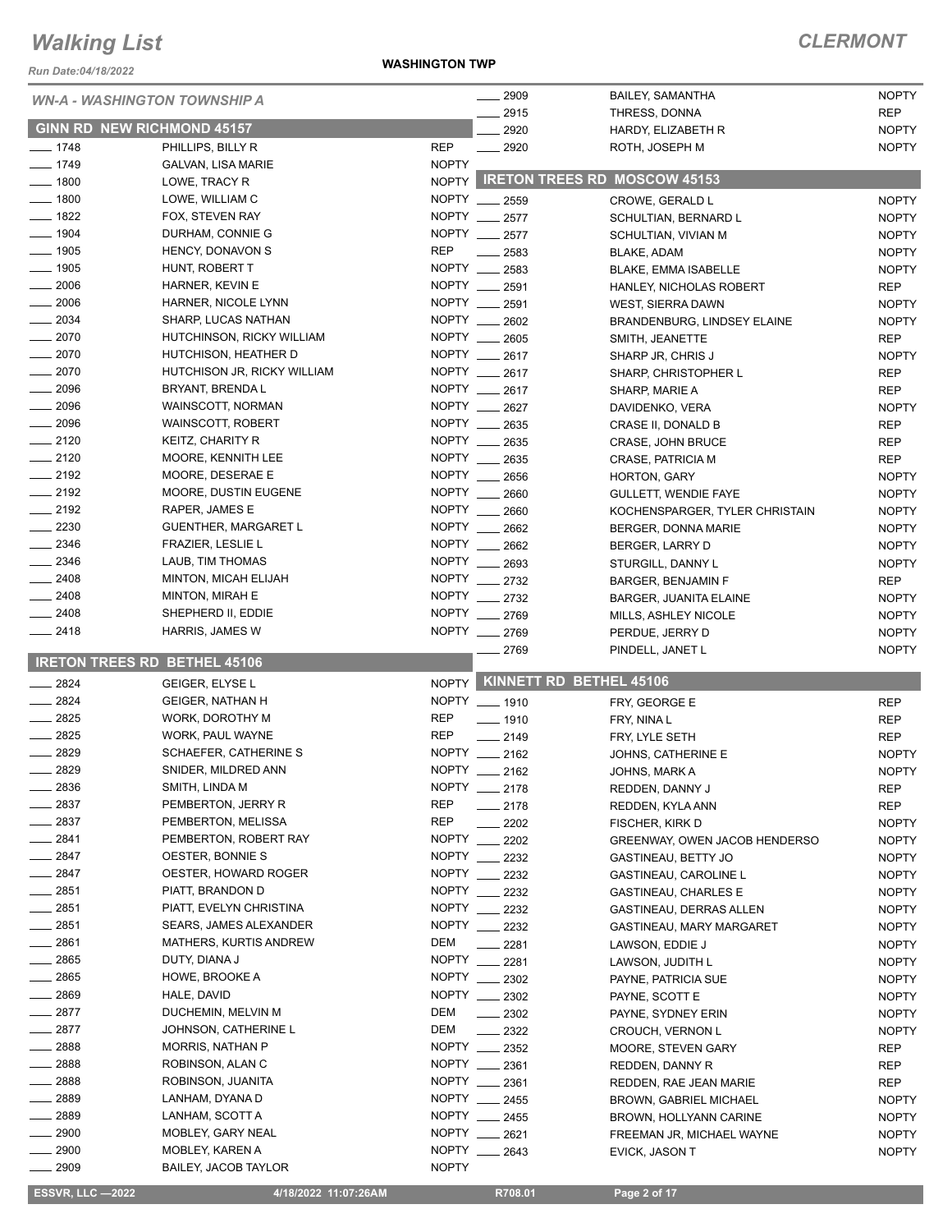# Walking List

**CLERMONT**

Run Date:04/18/2022

**WASHINGTON TWP**

## WN-A - WASHINGTON TOWNSHIP A

### GINN RD NEW RICHMOND 45157

| No. | Name | Party |
|---|---|---|
| ____ 1748 | PHILLIPS, BILLY R | REP |
| ____ 1749 | GALVAN, LISA MARIE | NOPTY |
| ____ 1800 | LOWE, TRACY R | NOPTY |
| ____ 1800 | LOWE, WILLIAM C | NOPTY |
| ____ 1822 | FOX, STEVEN RAY | NOPTY |
| ____ 1904 | DURHAM, CONNIE G | NOPTY |
| ____ 1905 | HENCY, DONAVON S | REP |
| ____ 1905 | HUNT, ROBERT T | NOPTY |
| ____ 2006 | HARNER, KEVIN E | NOPTY |
| ____ 2006 | HARNER, NICOLE LYNN | NOPTY |
| ____ 2034 | SHARP, LUCAS NATHAN | NOPTY |
| ____ 2070 | HUTCHINSON, RICKY WILLIAM | NOPTY |
| ____ 2070 | HUTCHISON, HEATHER D | NOPTY |
| ____ 2070 | HUTCHISON JR, RICKY WILLIAM | NOPTY |
| ____ 2096 | BRYANT, BRENDA L | NOPTY |
| ____ 2096 | WAINSCOTT, NORMAN | NOPTY |
| ____ 2096 | WAINSCOTT, ROBERT | NOPTY |
| ____ 2120 | KEITZ, CHARITY R | NOPTY |
| ____ 2120 | MOORE, KENNITH LEE | NOPTY |
| ____ 2192 | MOORE, DESERAE E | NOPTY |
| ____ 2192 | MOORE, DUSTIN EUGENE | NOPTY |
| ____ 2192 | RAPER, JAMES E | NOPTY |
| ____ 2230 | GUENTHER, MARGARET L | NOPTY |
| ____ 2346 | FRAZIER, LESLIE L | NOPTY |
| ____ 2346 | LAUB, TIM THOMAS | NOPTY |
| ____ 2408 | MINTON, MICAH ELIJAH | NOPTY |
| ____ 2408 | MINTON, MIRAH E | NOPTY |
| ____ 2408 | SHEPHERD II, EDDIE | NOPTY |
| ____ 2418 | HARRIS, JAMES W | NOPTY |

### IRETON TREES RD BETHEL 45106

| No. | Name | Party |
|---|---|---|
| ____ 2824 | GEIGER, ELYSE L | NOPTY |
| ____ 2824 | GEIGER, NATHAN H | NOPTY |
| ____ 2825 | WORK, DOROTHY M | REP |
| ____ 2825 | WORK, PAUL WAYNE | REP |
| ____ 2829 | SCHAEFER, CATHERINE S | NOPTY |
| ____ 2829 | SNIDER, MILDRED ANN | NOPTY |
| ____ 2836 | SMITH, LINDA M | NOPTY |
| ____ 2837 | PEMBERTON, JERRY R | REP |
| ____ 2837 | PEMBERTON, MELISSA | REP |
| ____ 2841 | PEMBERTON, ROBERT RAY | NOPTY |
| ____ 2847 | OESTER, BONNIE S | NOPTY |
| ____ 2847 | OESTER, HOWARD ROGER | NOPTY |
| ____ 2851 | PIATT, BRANDON D | NOPTY |
| ____ 2851 | PIATT, EVELYN CHRISTINA | NOPTY |
| ____ 2851 | SEARS, JAMES ALEXANDER | NOPTY |
| ____ 2861 | MATHERS, KURTIS ANDREW | DEM |
| ____ 2865 | DUTY, DIANA J | NOPTY |
| ____ 2865 | HOWE, BROOKE A | NOPTY |
| ____ 2869 | HALE, DAVID | NOPTY |
| ____ 2877 | DUCHEMIN, MELVIN M | DEM |
| ____ 2877 | JOHNSON, CATHERINE L | DEM |
| ____ 2888 | MORRIS, NATHAN P | NOPTY |
| ____ 2888 | ROBINSON, ALAN C | NOPTY |
| ____ 2888 | ROBINSON, JUANITA | NOPTY |
| ____ 2889 | LANHAM, DYANA D | NOPTY |
| ____ 2889 | LANHAM, SCOTT A | NOPTY |
| ____ 2900 | MOBLEY, GARY NEAL | NOPTY |
| ____ 2900 | MOBLEY, KAREN A | NOPTY |
| ____ 2909 | BAILEY, JACOB TAYLOR | NOPTY |
| ____ 2909 | BAILEY, SAMANTHA | NOPTY |
| ____ 2915 | THRESS, DONNA | REP |
| ____ 2920 | HARDY, ELIZABETH R | NOPTY |
| ____ 2920 | ROTH, JOSEPH M | NOPTY |

### IRETON TREES RD MOSCOW 45153

| No. | Name | Party |
|---|---|---|
| ____ 2559 | CROWE, GERALD L | NOPTY |
| ____ 2577 | SCHULTIAN, BERNARD L | NOPTY |
| ____ 2577 | SCHULTIAN, VIVIAN M | NOPTY |
| ____ 2583 | BLAKE, ADAM | NOPTY |
| ____ 2583 | BLAKE, EMMA ISABELLE | NOPTY |
| ____ 2591 | HANLEY, NICHOLAS ROBERT | REP |
| ____ 2591 | WEST, SIERRA DAWN | NOPTY |
| ____ 2602 | BRANDENBURG, LINDSEY ELAINE | NOPTY |
| ____ 2605 | SMITH, JEANETTE | REP |
| ____ 2617 | SHARP JR, CHRIS J | NOPTY |
| ____ 2617 | SHARP, CHRISTOPHER L | REP |
| ____ 2617 | SHARP, MARIE A | REP |
| ____ 2627 | DAVIDENKO, VERA | NOPTY |
| ____ 2635 | CRASE II, DONALD B | REP |
| ____ 2635 | CRASE, JOHN BRUCE | REP |
| ____ 2635 | CRASE, PATRICIA M | REP |
| ____ 2656 | HORTON, GARY | NOPTY |
| ____ 2660 | GULLETT, WENDIE FAYE | NOPTY |
| ____ 2660 | KOCHENSPARGER, TYLER CHRISTAIN | NOPTY |
| ____ 2662 | BERGER, DONNA MARIE | NOPTY |
| ____ 2662 | BERGER, LARRY D | NOPTY |
| ____ 2693 | STURGILL, DANNY L | NOPTY |
| ____ 2732 | BARGER, BENJAMIN F | REP |
| ____ 2732 | BARGER, JUANITA ELAINE | NOPTY |
| ____ 2769 | MILLS, ASHLEY NICOLE | NOPTY |
| ____ 2769 | PERDUE, JERRY D | NOPTY |
| ____ 2769 | PINDELL, JANET L | NOPTY |

### KINNETT RD BETHEL 45106

| No. | Name | Party |
|---|---|---|
| ____ 1910 | FRY, GEORGE E | REP |
| ____ 1910 | FRY, NINA L | REP |
| ____ 2149 | FRY, LYLE SETH | REP |
| ____ 2162 | JOHNS, CATHERINE E | NOPTY |
| ____ 2162 | JOHNS, MARK A | NOPTY |
| ____ 2178 | REDDEN, DANNY J | REP |
| ____ 2178 | REDDEN, KYLA ANN | REP |
| ____ 2202 | FISCHER, KIRK D | NOPTY |
| ____ 2202 | GREENWAY, OWEN JACOB HENDERSO | NOPTY |
| ____ 2232 | GASTINEAU, BETTY JO | NOPTY |
| ____ 2232 | GASTINEAU, CAROLINE L | NOPTY |
| ____ 2232 | GASTINEAU, CHARLES E | NOPTY |
| ____ 2232 | GASTINEAU, DERRAS ALLEN | NOPTY |
| ____ 2232 | GASTINEAU, MARY MARGARET | NOPTY |
| ____ 2281 | LAWSON, EDDIE J | NOPTY |
| ____ 2281 | LAWSON, JUDITH L | NOPTY |
| ____ 2302 | PAYNE, PATRICIA SUE | NOPTY |
| ____ 2302 | PAYNE, SCOTT E | NOPTY |
| ____ 2302 | PAYNE, SYDNEY ERIN | NOPTY |
| ____ 2322 | CROUCH, VERNON L | NOPTY |
| ____ 2352 | MOORE, STEVEN GARY | REP |
| ____ 2361 | REDDEN, DANNY R | REP |
| ____ 2361 | REDDEN, RAE JEAN MARIE | REP |
| ____ 2455 | BROWN, GABRIEL MICHAEL | NOPTY |
| ____ 2455 | BROWN, HOLLYANN CARINE | NOPTY |
| ____ 2621 | FREEMAN JR, MICHAEL WAYNE | NOPTY |
| ____ 2643 | EVICK, JASON T | NOPTY |

ESSVR, LLC —2022 4/18/2022 11:07:26AM R708.01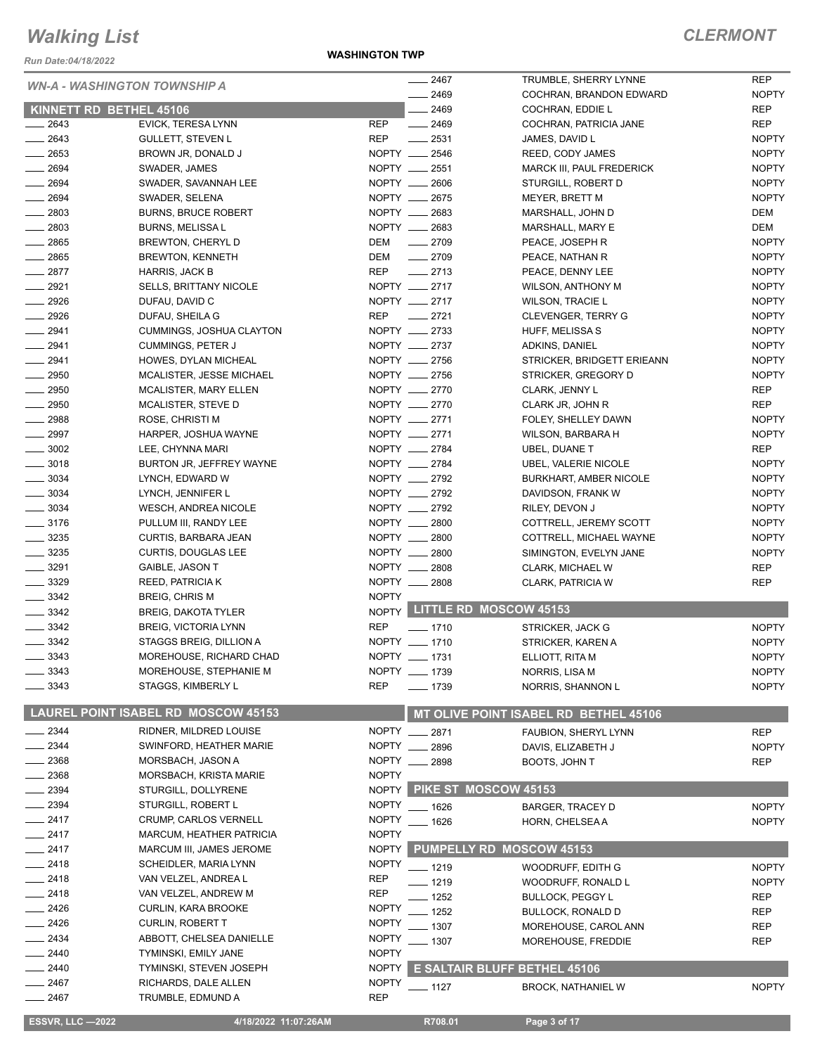# Walking List

## CLERMONT

*Run Date:04/18/2022*

**WASHINGTON TWP**

### WN-A - WASHINGTON TOWNSHIP A

#### KINNETT RD BETHEL 45106

| No. | Name | Party |
|---|---|---|
| ____ 2643 | EVICK, TERESA LYNN | REP |
| ____ 2643 | GULLETT, STEVEN L | REP |
| ____ 2653 | BROWN JR, DONALD J | NOPTY |
| ____ 2694 | SWADER, JAMES | NOPTY |
| ____ 2694 | SWADER, SAVANNAH LEE | NOPTY |
| ____ 2694 | SWADER, SELENA | NOPTY |
| ____ 2803 | BURNS, BRUCE ROBERT | NOPTY |
| ____ 2803 | BURNS, MELISSA L | NOPTY |
| ____ 2865 | BREWTON, CHERYL D | DEM |
| ____ 2865 | BREWTON, KENNETH | DEM |
| ____ 2877 | HARRIS, JACK B | REP |
| ____ 2921 | SELLS, BRITTANY NICOLE | NOPTY |
| ____ 2926 | DUFAU, DAVID C | NOPTY |
| ____ 2926 | DUFAU, SHEILA G | REP |
| ____ 2941 | CUMMINGS, JOSHUA CLAYTON | NOPTY |
| ____ 2941 | CUMMINGS, PETER J | NOPTY |
| ____ 2941 | HOWES, DYLAN MICHEAL | NOPTY |
| ____ 2950 | MCALISTER, JESSE MICHAEL | NOPTY |
| ____ 2950 | MCALISTER, MARY ELLEN | NOPTY |
| ____ 2950 | MCALISTER, STEVE D | NOPTY |
| ____ 2988 | ROSE, CHRISTI M | NOPTY |
| ____ 2997 | HARPER, JOSHUA WAYNE | NOPTY |
| ____ 3002 | LEE, CHYNNA MARI | NOPTY |
| ____ 3018 | BURTON JR, JEFFREY WAYNE | NOPTY |
| ____ 3034 | LYNCH, EDWARD W | NOPTY |
| ____ 3034 | LYNCH, JENNIFER L | NOPTY |
| ____ 3034 | WESCH, ANDREA NICOLE | NOPTY |
| ____ 3176 | PULLUM III, RANDY LEE | NOPTY |
| ____ 3235 | CURTIS, BARBARA JEAN | NOPTY |
| ____ 3235 | CURTIS, DOUGLAS LEE | NOPTY |
| ____ 3291 | GAIBLE, JASON T | NOPTY |
| ____ 3329 | REED, PATRICIA K | NOPTY |
| ____ 3342 | BREIG, CHRIS M | NOPTY |
| ____ 3342 | BREIG, DAKOTA TYLER | NOPTY |
| ____ 3342 | BREIG, VICTORIA LYNN | REP |
| ____ 3342 | STAGGS BREIG, DILLION A | NOPTY |
| ____ 3343 | MOREHOUSE, RICHARD CHAD | NOPTY |
| ____ 3343 | MOREHOUSE, STEPHANIE M | NOPTY |
| ____ 3343 | STAGGS, KIMBERLY L | REP |

#### LAUREL POINT ISABEL RD MOSCOW 45153

| No. | Name | Party |
|---|---|---|
| ____ 2344 | RIDNER, MILDRED LOUISE | NOPTY |
| ____ 2344 | SWINFORD, HEATHER MARIE | NOPTY |
| ____ 2368 | MORSBACH, JASON A | NOPTY |
| ____ 2368 | MORSBACH, KRISTA MARIE | NOPTY |
| ____ 2394 | STURGILL, DOLLYRENE | NOPTY |
| ____ 2394 | STURGILL, ROBERT L | NOPTY |
| ____ 2417 | CRUMP, CARLOS VERNELL | NOPTY |
| ____ 2417 | MARCUM, HEATHER PATRICIA | NOPTY |
| ____ 2417 | MARCUM III, JAMES JEROME | NOPTY |
| ____ 2418 | SCHEIDLER, MARIA LYNN | NOPTY |
| ____ 2418 | VAN VELZEL, ANDREA L | REP |
| ____ 2418 | VAN VELZEL, ANDREW M | REP |
| ____ 2426 | CURLIN, KARA BROOKE | NOPTY |
| ____ 2426 | CURLIN, ROBERT T | NOPTY |
| ____ 2434 | ABBOTT, CHELSEA DANIELLE | NOPTY |
| ____ 2440 | TYMINSKI, EMILY JANE | NOPTY |
| ____ 2440 | TYMINSKI, STEVEN JOSEPH | NOPTY |
| ____ 2467 | RICHARDS, DALE ALLEN | NOPTY |
| ____ 2467 | TRUMBLE, EDMUND A | REP |
| ____ 2467 | TRUMBLE, SHERRY LYNNE | REP |
| ____ 2469 | COCHRAN, BRANDON EDWARD | NOPTY |
| ____ 2469 | COCHRAN, EDDIE L | REP |
| ____ 2469 | COCHRAN, PATRICIA JANE | REP |
| ____ 2531 | JAMES, DAVID L | NOPTY |
| ____ 2546 | REED, CODY JAMES | NOPTY |
| ____ 2551 | MARCK III, PAUL FREDERICK | NOPTY |
| ____ 2606 | STURGILL, ROBERT D | NOPTY |
| ____ 2675 | MEYER, BRETT M | NOPTY |
| ____ 2683 | MARSHALL, JOHN D | DEM |
| ____ 2683 | MARSHALL, MARY E | DEM |
| ____ 2709 | PEACE, JOSEPH R | NOPTY |
| ____ 2709 | PEACE, NATHAN R | NOPTY |
| ____ 2713 | PEACE, DENNY LEE | NOPTY |
| ____ 2717 | WILSON, ANTHONY M | NOPTY |
| ____ 2717 | WILSON, TRACIE L | NOPTY |
| ____ 2721 | CLEVENGER, TERRY G | NOPTY |
| ____ 2733 | HUFF, MELISSA S | NOPTY |
| ____ 2737 | ADKINS, DANIEL | NOPTY |
| ____ 2756 | STRICKER, BRIDGETT ERIEANN | NOPTY |
| ____ 2756 | STRICKER, GREGORY D | NOPTY |
| ____ 2770 | CLARK, JENNY L | REP |
| ____ 2770 | CLARK JR, JOHN R | REP |
| ____ 2771 | FOLEY, SHELLEY DAWN | NOPTY |
| ____ 2771 | WILSON, BARBARA H | NOPTY |
| ____ 2784 | UBEL, DUANE T | REP |
| ____ 2784 | UBEL, VALERIE NICOLE | NOPTY |
| ____ 2792 | BURKHART, AMBER NICOLE | NOPTY |
| ____ 2792 | DAVIDSON, FRANK W | NOPTY |
| ____ 2792 | RILEY, DEVON J | NOPTY |
| ____ 2800 | COTTRELL, JEREMY SCOTT | NOPTY |
| ____ 2800 | COTTRELL, MICHAEL WAYNE | NOPTY |
| ____ 2800 | SIMINGTON, EVELYN JANE | NOPTY |
| ____ 2808 | CLARK, MICHAEL W | REP |
| ____ 2808 | CLARK, PATRICIA W | REP |

#### LITTLE RD MOSCOW 45153

| No. | Name | Party |
|---|---|---|
| ____ 1710 | STRICKER, JACK G | NOPTY |
| ____ 1710 | STRICKER, KAREN A | NOPTY |
| ____ 1731 | ELLIOTT, RITA M | NOPTY |
| ____ 1739 | NORRIS, LISA M | NOPTY |
| ____ 1739 | NORRIS, SHANNON L | NOPTY |

#### MT OLIVE POINT ISABEL RD BETHEL 45106

| No. | Name | Party |
|---|---|---|
| ____ 2871 | FAUBION, SHERYL LYNN | REP |
| ____ 2896 | DAVIS, ELIZABETH J | NOPTY |
| ____ 2898 | BOOTS, JOHN T | REP |

#### PIKE ST MOSCOW 45153

| No. | Name | Party |
|---|---|---|
| ____ 1626 | BARGER, TRACEY D | NOPTY |
| ____ 1626 | HORN, CHELSEA A | NOPTY |

#### PUMPELLY RD MOSCOW 45153

| No. | Name | Party |
|---|---|---|
| ____ 1219 | WOODRUFF, EDITH G | NOPTY |
| ____ 1219 | WOODRUFF, RONALD L | NOPTY |
| ____ 1252 | BULLOCK, PEGGY L | REP |
| ____ 1252 | BULLOCK, RONALD D | REP |
| ____ 1307 | MOREHOUSE, CAROL ANN | REP |
| ____ 1307 | MOREHOUSE, FREDDIE | REP |

#### E SALTAIR BLUFF BETHEL 45106

| No. | Name | Party |
|---|---|---|
| ____ 1127 | BROCK, NATHANIEL W | NOPTY |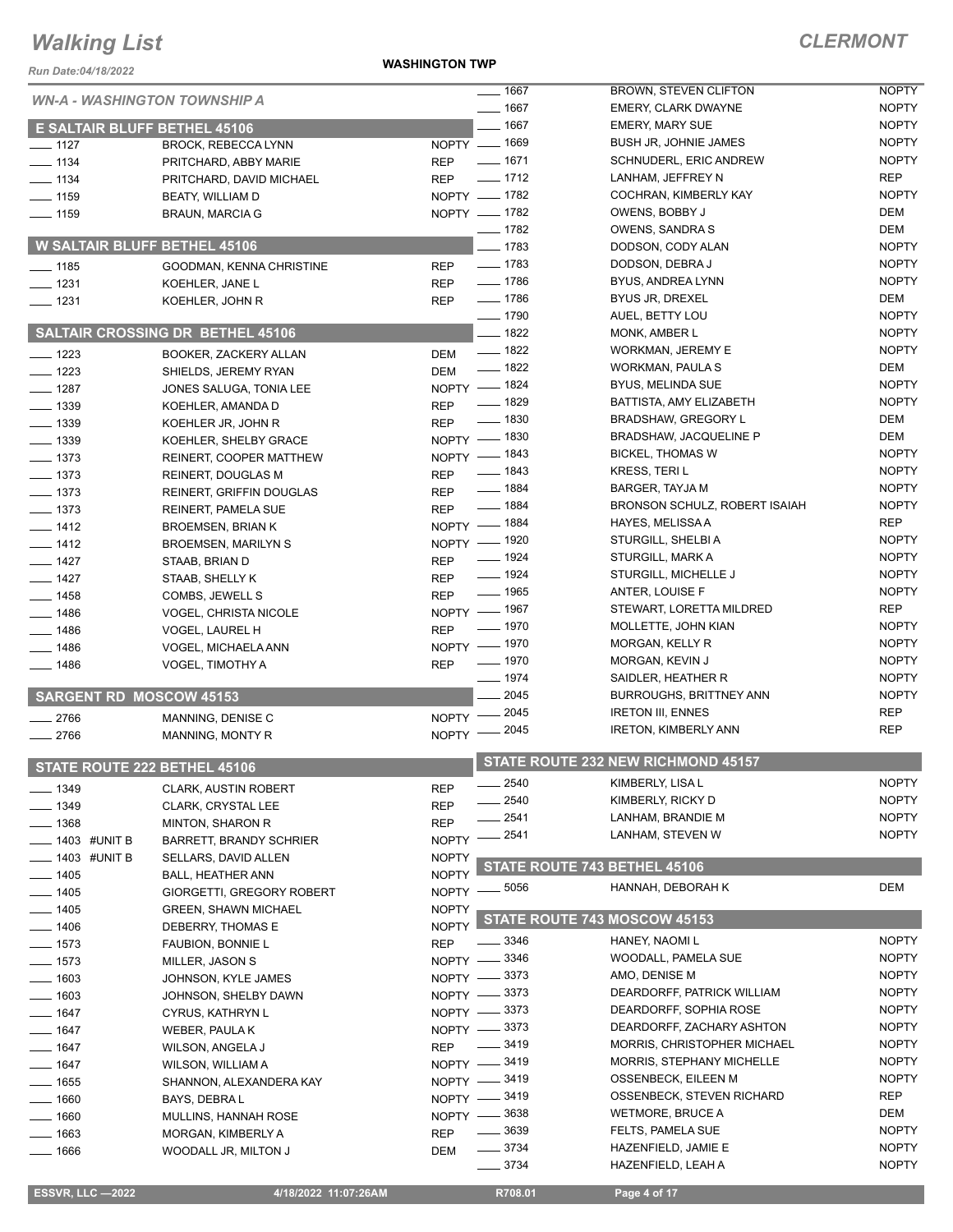# Walking List

**CLERMONT**

Run Date:04/18/2022

**WASHINGTON TWP**

*WN-A - WASHINGTON TOWNSHIP A*

## E SALTAIR BLUFF BETHEL 45106

| No. | Name | Party |
|---|---|---|
| 1127 | BROCK, REBECCA LYNN | NOPTY |
| 1134 | PRITCHARD, ABBY MARIE | REP |
| 1134 | PRITCHARD, DAVID MICHAEL | REP |
| 1159 | BEATY, WILLIAM D | NOPTY |
| 1159 | BRAUN, MARCIA G | NOPTY |

## W SALTAIR BLUFF BETHEL 45106

| No. | Name | Party |
|---|---|---|
| 1185 | GOODMAN, KENNA CHRISTINE | REP |
| 1231 | KOEHLER, JANE L | REP |
| 1231 | KOEHLER, JOHN R | REP |

## SALTAIR CROSSING DR BETHEL 45106

| No. | Name | Party |
|---|---|---|
| 1223 | BOOKER, ZACKERY ALLAN | DEM |
| 1223 | SHIELDS, JEREMY RYAN | DEM |
| 1287 | JONES SALUGA, TONIA LEE | NOPTY |
| 1339 | KOEHLER, AMANDA D | REP |
| 1339 | KOEHLER JR, JOHN R | REP |
| 1339 | KOEHLER, SHELBY GRACE | NOPTY |
| 1373 | REINERT, COOPER MATTHEW | NOPTY |
| 1373 | REINERT, DOUGLAS M | REP |
| 1373 | REINERT, GRIFFIN DOUGLAS | REP |
| 1373 | REINERT, PAMELA SUE | REP |
| 1412 | BROEMSEN, BRIAN K | NOPTY |
| 1412 | BROEMSEN, MARILYN S | NOPTY |
| 1427 | STAAB, BRIAN D | REP |
| 1427 | STAAB, SHELLY K | REP |
| 1458 | COMBS, JEWELL S | REP |
| 1486 | VOGEL, CHRISTA NICOLE | NOPTY |
| 1486 | VOGEL, LAUREL H | REP |
| 1486 | VOGEL, MICHAELA ANN | NOPTY |
| 1486 | VOGEL, TIMOTHY A | REP |

## SARGENT RD MOSCOW 45153

| No. | Name | Party |
|---|---|---|
| 2766 | MANNING, DENISE C | NOPTY |
| 2766 | MANNING, MONTY R | NOPTY |

## STATE ROUTE 222 BETHEL 45106

| No. | Name | Party |
|---|---|---|
| 1349 | CLARK, AUSTIN ROBERT | REP |
| 1349 | CLARK, CRYSTAL LEE | REP |
| 1368 | MINTON, SHARON R | REP |
| 1403 #UNIT B | BARRETT, BRANDY SCHRIER | NOPTY |
| 1403 #UNIT B | SELLARS, DAVID ALLEN | NOPTY |
| 1405 | BALL, HEATHER ANN | NOPTY |
| 1405 | GIORGETTI, GREGORY ROBERT | NOPTY |
| 1405 | GREEN, SHAWN MICHAEL | NOPTY |
| 1406 | DEBERRY, THOMAS E | NOPTY |
| 1573 | FAUBION, BONNIE L | REP |
| 1573 | MILLER, JASON S | NOPTY |
| 1603 | JOHNSON, KYLE JAMES | NOPTY |
| 1603 | JOHNSON, SHELBY DAWN | NOPTY |
| 1647 | CYRUS, KATHRYN L | NOPTY |
| 1647 | WEBER, PAULA K | NOPTY |
| 1647 | WILSON, ANGELA J | REP |
| 1647 | WILSON, WILLIAM A | NOPTY |
| 1655 | SHANNON, ALEXANDERA KAY | NOPTY |
| 1660 | BAYS, DEBRA L | NOPTY |
| 1660 | MULLINS, HANNAH ROSE | NOPTY |
| 1663 | MORGAN, KIMBERLY A | REP |
| 1666 | WOODALL JR, MILTON J | DEM |
| 1667 | BROWN, STEVEN CLIFTON | NOPTY |
| 1667 | EMERY, CLARK DWAYNE | NOPTY |
| 1667 | EMERY, MARY SUE | NOPTY |
| 1669 | BUSH JR, JOHNIE JAMES | NOPTY |
| 1671 | SCHNUDERL, ERIC ANDREW | NOPTY |
| 1712 | LANHAM, JEFFREY N | REP |
| 1782 | COCHRAN, KIMBERLY KAY | NOPTY |
| 1782 | OWENS, BOBBY J | DEM |
| 1782 | OWENS, SANDRA S | DEM |
| 1783 | DODSON, CODY ALAN | NOPTY |
| 1783 | DODSON, DEBRA J | NOPTY |
| 1786 | BYUS, ANDREA LYNN | NOPTY |
| 1786 | BYUS JR, DREXEL | DEM |
| 1790 | AUEL, BETTY LOU | NOPTY |
| 1822 | MONK, AMBER L | NOPTY |
| 1822 | WORKMAN, JEREMY E | NOPTY |
| 1822 | WORKMAN, PAULA S | DEM |
| 1824 | BYUS, MELINDA SUE | NOPTY |
| 1829 | BATTISTA, AMY ELIZABETH | NOPTY |
| 1830 | BRADSHAW, GREGORY L | DEM |
| 1830 | BRADSHAW, JACQUELINE P | DEM |
| 1843 | BICKEL, THOMAS W | NOPTY |
| 1843 | KRESS, TERI L | NOPTY |
| 1884 | BARGER, TAYJA M | NOPTY |
| 1884 | BRONSON SCHULZ, ROBERT ISAIAH | NOPTY |
| 1884 | HAYES, MELISSA A | REP |
| 1920 | STURGILL, SHELBI A | NOPTY |
| 1924 | STURGILL, MARK A | NOPTY |
| 1924 | STURGILL, MICHELLE J | NOPTY |
| 1965 | ANTER, LOUISE F | NOPTY |
| 1967 | STEWART, LORETTA MILDRED | REP |
| 1970 | MOLLETTE, JOHN KIAN | NOPTY |
| 1970 | MORGAN, KELLY R | NOPTY |
| 1970 | MORGAN, KEVIN J | NOPTY |
| 1974 | SAIDLER, HEATHER R | NOPTY |
| 2045 | BURROUGHS, BRITTNEY ANN | NOPTY |
| 2045 | IRETON III, ENNES | REP |
| 2045 | IRETON, KIMBERLY ANN | REP |

## STATE ROUTE 232 NEW RICHMOND 45157

| No. | Name | Party |
|---|---|---|
| 2540 | KIMBERLY, LISA L | NOPTY |
| 2540 | KIMBERLY, RICKY D | NOPTY |
| 2541 | LANHAM, BRANDIE M | NOPTY |
| 2541 | LANHAM, STEVEN W | NOPTY |

## STATE ROUTE 743 BETHEL 45106

| No. | Name | Party |
|---|---|---|
| 5056 | HANNAH, DEBORAH K | DEM |

## STATE ROUTE 743 MOSCOW 45153

| No. | Name | Party |
|---|---|---|
| 3346 | HANEY, NAOMI L | NOPTY |
| 3346 | WOODALL, PAMELA SUE | NOPTY |
| 3373 | AMO, DENISE M | NOPTY |
| 3373 | DEARDORFF, PATRICK WILLIAM | NOPTY |
| 3373 | DEARDORFF, SOPHIA ROSE | NOPTY |
| 3373 | DEARDORFF, ZACHARY ASHTON | NOPTY |
| 3419 | MORRIS, CHRISTOPHER MICHAEL | NOPTY |
| 3419 | MORRIS, STEPHANY MICHELLE | NOPTY |
| 3419 | OSSENBECK, EILEEN M | NOPTY |
| 3419 | OSSENBECK, STEVEN RICHARD | REP |
| 3638 | WETMORE, BRUCE A | DEM |
| 3639 | FELTS, PAMELA SUE | NOPTY |
| 3734 | HAZENFIELD, JAMIE E | NOPTY |
| 3734 | HAZENFIELD, LEAH A | NOPTY |

ESSVR, LLC —2022 | 4/18/2022 11:07:26AM | R708.01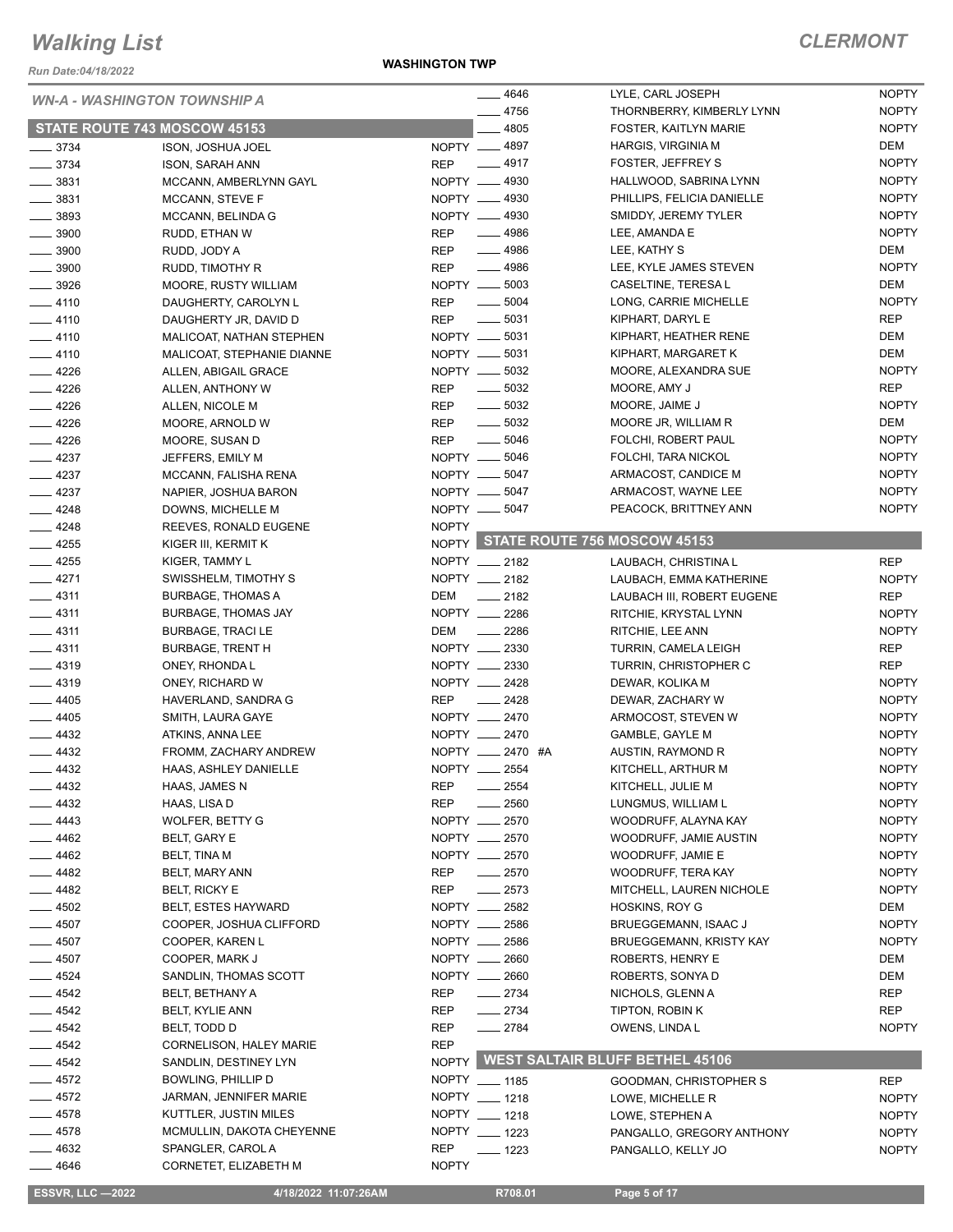# Walking List

**CLERMONT**

Run Date:04/18/2022

**WASHINGTON TWP**

*WN-A - WASHINGTON TOWNSHIP A*

## STATE ROUTE 743 MOSCOW 45153

| No. | Name | Party |
|---|---|---|
| ____ 3734 | ISON, JOSHUA JOEL | NOPTY |
| ____ 3734 | ISON, SARAH ANN | REP |
| ____ 3831 | MCCANN, AMBERLYNN GAYL | NOPTY |
| ____ 3831 | MCCANN, STEVE F | NOPTY |
| ____ 3893 | MCCANN, BELINDA G | NOPTY |
| ____ 3900 | RUDD, ETHAN W | REP |
| ____ 3900 | RUDD, JODY A | REP |
| ____ 3900 | RUDD, TIMOTHY R | REP |
| ____ 3926 | MOORE, RUSTY WILLIAM | NOPTY |
| ____ 4110 | DAUGHERTY, CAROLYN L | REP |
| ____ 4110 | DAUGHERTY JR, DAVID D | REP |
| ____ 4110 | MALICOAT, NATHAN STEPHEN | NOPTY |
| ____ 4110 | MALICOAT, STEPHANIE DIANNE | NOPTY |
| ____ 4226 | ALLEN, ABIGAIL GRACE | NOPTY |
| ____ 4226 | ALLEN, ANTHONY W | REP |
| ____ 4226 | ALLEN, NICOLE M | REP |
| ____ 4226 | MOORE, ARNOLD W | REP |
| ____ 4226 | MOORE, SUSAN D | REP |
| ____ 4237 | JEFFERS, EMILY M | NOPTY |
| ____ 4237 | MCCANN, FALISHA RENA | NOPTY |
| ____ 4237 | NAPIER, JOSHUA BARON | NOPTY |
| ____ 4248 | DOWNS, MICHELLE M | NOPTY |
| ____ 4248 | REEVES, RONALD EUGENE | NOPTY |
| ____ 4255 | KIGER III, KERMIT K | NOPTY |
| ____ 4255 | KIGER, TAMMY L | NOPTY |
| ____ 4271 | SWISSHELM, TIMOTHY S | NOPTY |
| ____ 4311 | BURBAGE, THOMAS A | DEM |
| ____ 4311 | BURBAGE, THOMAS JAY | NOPTY |
| ____ 4311 | BURBAGE, TRACI LE | DEM |
| ____ 4311 | BURBAGE, TRENT H | NOPTY |
| ____ 4319 | ONEY, RHONDA L | NOPTY |
| ____ 4319 | ONEY, RICHARD W | NOPTY |
| ____ 4405 | HAVERLAND, SANDRA G | REP |
| ____ 4405 | SMITH, LAURA GAYE | NOPTY |
| ____ 4432 | ATKINS, ANNA LEE | NOPTY |
| ____ 4432 | FROMM, ZACHARY ANDREW | NOPTY |
| ____ 4432 | HAAS, ASHLEY DANIELLE | NOPTY |
| ____ 4432 | HAAS, JAMES N | REP |
| ____ 4432 | HAAS, LISA D | REP |
| ____ 4443 | WOLFER, BETTY G | NOPTY |
| ____ 4462 | BELT, GARY E | NOPTY |
| ____ 4462 | BELT, TINA M | NOPTY |
| ____ 4482 | BELT, MARY ANN | REP |
| ____ 4482 | BELT, RICKY E | REP |
| ____ 4502 | BELT, ESTES HAYWARD | NOPTY |
| ____ 4507 | COOPER, JOSHUA CLIFFORD | NOPTY |
| ____ 4507 | COOPER, KAREN L | NOPTY |
| ____ 4507 | COOPER, MARK J | NOPTY |
| ____ 4524 | SANDLIN, THOMAS SCOTT | NOPTY |
| ____ 4542 | BELT, BETHANY A | REP |
| ____ 4542 | BELT, KYLIE ANN | REP |
| ____ 4542 | BELT, TODD D | REP |
| ____ 4542 | CORNELISON, HALEY MARIE | REP |
| ____ 4542 | SANDLIN, DESTINEY LYN | NOPTY |
| ____ 4572 | BOWLING, PHILLIP D | NOPTY |
| ____ 4572 | JARMAN, JENNIFER MARIE | NOPTY |
| ____ 4578 | KUTTLER, JUSTIN MILES | NOPTY |
| ____ 4578 | MCMULLIN, DAKOTA CHEYENNE | NOPTY |
| ____ 4632 | SPANGLER, CAROL A | REP |
| ____ 4646 | CORNETET, ELIZABETH M | NOPTY |
| ____ 4646 | LYLE, CARL JOSEPH | NOPTY |
| ____ 4756 | THORNBERRY, KIMBERLY LYNN | NOPTY |
| ____ 4805 | FOSTER, KAITLYN MARIE | NOPTY |
| ____ 4897 | HARGIS, VIRGINIA M | DEM |
| ____ 4917 | FOSTER, JEFFREY S | NOPTY |
| ____ 4930 | HALLWOOD, SABRINA LYNN | NOPTY |
| ____ 4930 | PHILLIPS, FELICIA DANIELLE | NOPTY |
| ____ 4930 | SMIDDY, JEREMY TYLER | NOPTY |
| ____ 4986 | LEE, AMANDA E | NOPTY |
| ____ 4986 | LEE, KATHY S | DEM |
| ____ 4986 | LEE, KYLE JAMES STEVEN | NOPTY |
| ____ 5003 | CASELTINE, TERESA L | DEM |
| ____ 5004 | LONG, CARRIE MICHELLE | NOPTY |
| ____ 5031 | KIPHART, DARYL E | REP |
| ____ 5031 | KIPHART, HEATHER RENE | DEM |
| ____ 5031 | KIPHART, MARGARET K | DEM |
| ____ 5032 | MOORE, ALEXANDRA SUE | NOPTY |
| ____ 5032 | MOORE, AMY J | REP |
| ____ 5032 | MOORE, JAIME J | NOPTY |
| ____ 5032 | MOORE JR, WILLIAM R | DEM |
| ____ 5046 | FOLCHI, ROBERT PAUL | NOPTY |
| ____ 5046 | FOLCHI, TARA NICKOL | NOPTY |
| ____ 5047 | ARMACOST, CANDICE M | NOPTY |
| ____ 5047 | ARMACOST, WAYNE LEE | NOPTY |
| ____ 5047 | PEACOCK, BRITTNEY ANN | NOPTY |

## STATE ROUTE 756 MOSCOW 45153

| No. | Name | Party |
|---|---|---|
| ____ 2182 | LAUBACH, CHRISTINA L | REP |
| ____ 2182 | LAUBACH, EMMA KATHERINE | NOPTY |
| ____ 2182 | LAUBACH III, ROBERT EUGENE | REP |
| ____ 2286 | RITCHIE, KRYSTAL LYNN | NOPTY |
| ____ 2286 | RITCHIE, LEE ANN | NOPTY |
| ____ 2330 | TURRIN, CAMELA LEIGH | REP |
| ____ 2330 | TURRIN, CHRISTOPHER C | REP |
| ____ 2428 | DEWAR, KOLIKA M | NOPTY |
| ____ 2428 | DEWAR, ZACHARY W | NOPTY |
| ____ 2470 | ARMOCOST, STEVEN W | NOPTY |
| ____ 2470 | GAMBLE, GAYLE M | NOPTY |
| ____ 2470 #A | AUSTIN, RAYMOND R | NOPTY |
| ____ 2554 | KITCHELL, ARTHUR M | NOPTY |
| ____ 2554 | KITCHELL, JULIE M | NOPTY |
| ____ 2560 | LUNGMUS, WILLIAM L | NOPTY |
| ____ 2570 | WOODRUFF, ALAYNA KAY | NOPTY |
| ____ 2570 | WOODRUFF, JAMIE AUSTIN | NOPTY |
| ____ 2570 | WOODRUFF, JAMIE E | NOPTY |
| ____ 2570 | WOODRUFF, TERA KAY | NOPTY |
| ____ 2573 | MITCHELL, LAUREN NICHOLE | NOPTY |
| ____ 2582 | HOSKINS, ROY G | DEM |
| ____ 2586 | BRUEGGEMANN, ISAAC J | NOPTY |
| ____ 2586 | BRUEGGEMANN, KRISTY KAY | NOPTY |
| ____ 2660 | ROBERTS, HENRY E | DEM |
| ____ 2660 | ROBERTS, SONYA D | DEM |
| ____ 2734 | NICHOLS, GLENN A | REP |
| ____ 2734 | TIPTON, ROBIN K | REP |
| ____ 2784 | OWENS, LINDA L | NOPTY |

## WEST SALTAIR BLUFF BETHEL 45106

| No. | Name | Party |
|---|---|---|
| ____ 1185 | GOODMAN, CHRISTOPHER S | REP |
| ____ 1218 | LOWE, MICHELLE R | NOPTY |
| ____ 1218 | LOWE, STEPHEN A | NOPTY |
| ____ 1223 | PANGALLO, GREGORY ANTHONY | NOPTY |
| ____ 1223 | PANGALLO, KELLY JO | NOPTY |

ESSVR, LLC —2022 | 4/18/2022 11:07:26AM | R708.01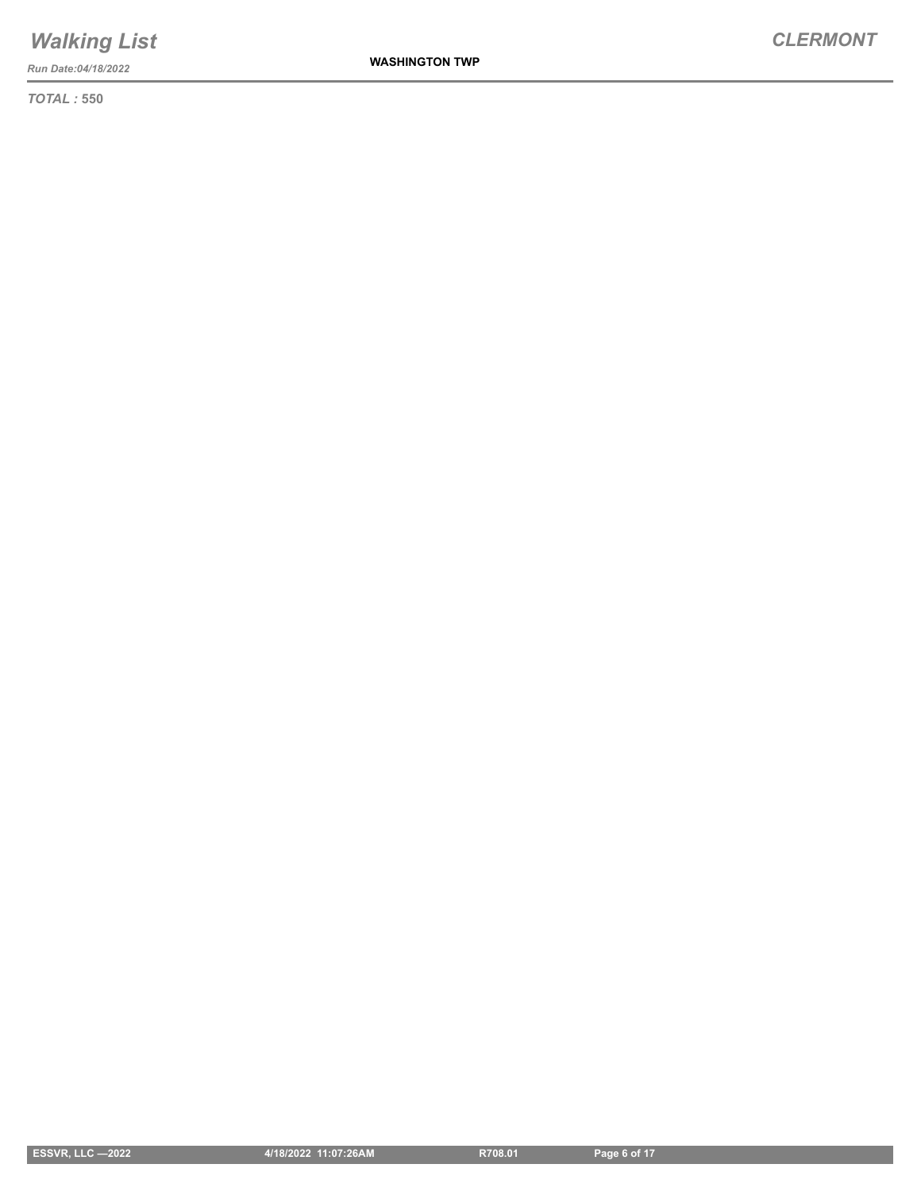*TOTAL :* **550**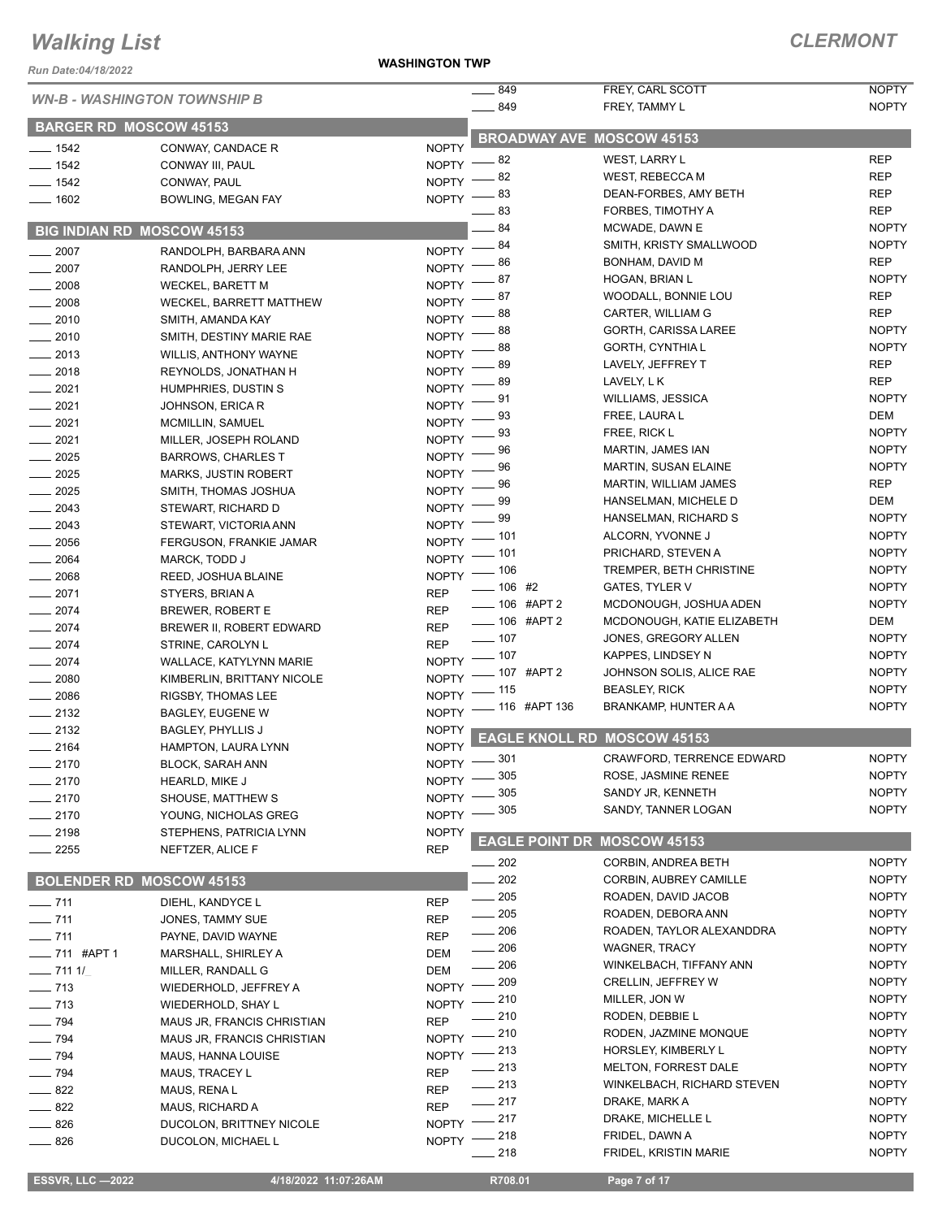# Walking List

## CLERMONT

Run Date:04/18/2022

WASHINGTON TWP

### WN-B - WASHINGTON TOWNSHIP B

#### BARGER RD MOSCOW 45153

| No. | Name | Party |
|---|---|---|
| 1542 | CONWAY, CANDACE R | NOPTY |
| 1542 | CONWAY III, PAUL | NOPTY |
| 1542 | CONWAY, PAUL | NOPTY |
| 1602 | BOWLING, MEGAN FAY | NOPTY |

#### BIG INDIAN RD MOSCOW 45153

| No. | Name | Party |
|---|---|---|
| 2007 | RANDOLPH, BARBARA ANN | NOPTY |
| 2007 | RANDOLPH, JERRY LEE | NOPTY |
| 2008 | WECKEL, BARETT M | NOPTY |
| 2008 | WECKEL, BARRETT MATTHEW | NOPTY |
| 2010 | SMITH, AMANDA KAY | NOPTY |
| 2010 | SMITH, DESTINY MARIE RAE | NOPTY |
| 2013 | WILLIS, ANTHONY WAYNE | NOPTY |
| 2018 | REYNOLDS, JONATHAN H | NOPTY |
| 2021 | HUMPHRIES, DUSTIN S | NOPTY |
| 2021 | JOHNSON, ERICA R | NOPTY |
| 2021 | MCMILLIN, SAMUEL | NOPTY |
| 2021 | MILLER, JOSEPH ROLAND | NOPTY |
| 2025 | BARROWS, CHARLES T | NOPTY |
| 2025 | MARKS, JUSTIN ROBERT | NOPTY |
| 2025 | SMITH, THOMAS JOSHUA | NOPTY |
| 2043 | STEWART, RICHARD D | NOPTY |
| 2043 | STEWART, VICTORIA ANN | NOPTY |
| 2056 | FERGUSON, FRANKIE JAMAR | NOPTY |
| 2064 | MARCK, TODD J | NOPTY |
| 2068 | REED, JOSHUA BLAINE | NOPTY |
| 2071 | STYERS, BRIAN A | REP |
| 2074 | BREWER, ROBERT E | REP |
| 2074 | BREWER II, ROBERT EDWARD | REP |
| 2074 | STRINE, CAROLYN L | REP |
| 2074 | WALLACE, KATYLYNN MARIE | NOPTY |
| 2080 | KIMBERLIN, BRITTANY NICOLE | NOPTY |
| 2086 | RIGSBY, THOMAS LEE | NOPTY |
| 2132 | BAGLEY, EUGENE W | NOPTY |
| 2132 | BAGLEY, PHYLLIS J | NOPTY |
| 2164 | HAMPTON, LAURA LYNN | NOPTY |
| 2170 | BLOCK, SARAH ANN | NOPTY |
| 2170 | HEARLD, MIKE J | NOPTY |
| 2170 | SHOUSE, MATTHEW S | NOPTY |
| 2170 | YOUNG, NICHOLAS GREG | NOPTY |
| 2198 | STEPHENS, PATRICIA LYNN | NOPTY |
| 2255 | NEFTZER, ALICE F | REP |

#### BOLENDER RD MOSCOW 45153

| No. | Name | Party |
|---|---|---|
| 711 | DIEHL, KANDYCE L | REP |
| 711 | JONES, TAMMY SUE | REP |
| 711 | PAYNE, DAVID WAYNE | REP |
| 711 #APT 1 | MARSHALL, SHIRLEY A | DEM |
| 711 1/_ | MILLER, RANDALL G | DEM |
| 713 | WIEDERHOLD, JEFFREY A | NOPTY |
| 713 | WIEDERHOLD, SHAY L | NOPTY |
| 794 | MAUS JR, FRANCIS CHRISTIAN | REP |
| 794 | MAUS JR, FRANCIS CHRISTIAN | NOPTY |
| 794 | MAUS, HANNA LOUISE | NOPTY |
| 794 | MAUS, TRACEY L | REP |
| 822 | MAUS, RENA L | REP |
| 822 | MAUS, RICHARD A | REP |
| 826 | DUCOLON, BRITTNEY NICOLE | NOPTY |
| 826 | DUCOLON, MICHAEL L | NOPTY |
| 849 | FREY, CARL SCOTT | NOPTY |
| 849 | FREY, TAMMY L | NOPTY |

#### BROADWAY AVE MOSCOW 45153

| No. | Name | Party |
|---|---|---|
| 82 | WEST, LARRY L | REP |
| 82 | WEST, REBECCA M | REP |
| 83 | DEAN-FORBES, AMY BETH | REP |
| 83 | FORBES, TIMOTHY A | REP |
| 84 | MCWADE, DAWN E | NOPTY |
| 84 | SMITH, KRISTY SMALLWOOD | NOPTY |
| 86 | BONHAM, DAVID M | REP |
| 87 | HOGAN, BRIAN L | NOPTY |
| 87 | WOODALL, BONNIE LOU | REP |
| 88 | CARTER, WILLIAM G | REP |
| 88 | GORTH, CARISSA LAREE | NOPTY |
| 88 | GORTH, CYNTHIA L | NOPTY |
| 89 | LAVELY, JEFFREY T | REP |
| 89 | LAVELY, L K | REP |
| 91 | WILLIAMS, JESSICA | NOPTY |
| 93 | FREE, LAURA L | DEM |
| 93 | FREE, RICK L | NOPTY |
| 96 | MARTIN, JAMES IAN | NOPTY |
| 96 | MARTIN, SUSAN ELAINE | NOPTY |
| 96 | MARTIN, WILLIAM JAMES | REP |
| 99 | HANSELMAN, MICHELE D | DEM |
| 99 | HANSELMAN, RICHARD S | NOPTY |
| 101 | ALCORN, YVONNE J | NOPTY |
| 101 | PRICHARD, STEVEN A | NOPTY |
| 106 | TREMPER, BETH CHRISTINE | NOPTY |
| 106 #2 | GATES, TYLER V | NOPTY |
| 106 #APT 2 | MCDONOUGH, JOSHUA ADEN | NOPTY |
| 106 #APT 2 | MCDONOUGH, KATIE ELIZABETH | DEM |
| 107 | JONES, GREGORY ALLEN | NOPTY |
| 107 | KAPPES, LINDSEY N | NOPTY |
| 107 #APT 2 | JOHNSON SOLIS, ALICE RAE | NOPTY |
| 115 | BEASLEY, RICK | NOPTY |
| 116 #APT 136 | BRANKAMP, HUNTER A A | NOPTY |

#### EAGLE KNOLL RD MOSCOW 45153

| No. | Name | Party |
|---|---|---|
| 301 | CRAWFORD, TERRENCE EDWARD | NOPTY |
| 305 | ROSE, JASMINE RENEE | NOPTY |
| 305 | SANDY JR, KENNETH | NOPTY |
| 305 | SANDY, TANNER LOGAN | NOPTY |

#### EAGLE POINT DR MOSCOW 45153

| No. | Name | Party |
|---|---|---|
| 202 | CORBIN, ANDREA BETH | NOPTY |
| 202 | CORBIN, AUBREY CAMILLE | NOPTY |
| 205 | ROADEN, DAVID JACOB | NOPTY |
| 205 | ROADEN, DEBORA ANN | NOPTY |
| 206 | ROADEN, TAYLOR ALEXANDDRA | NOPTY |
| 206 | WAGNER, TRACY | NOPTY |
| 206 | WINKELBACH, TIFFANY ANN | NOPTY |
| 209 | CRELLIN, JEFFREY W | NOPTY |
| 210 | MILLER, JON W | NOPTY |
| 210 | RODEN, DEBBIE L | NOPTY |
| 210 | RODEN, JAZMINE MONQUE | NOPTY |
| 213 | HORSLEY, KIMBERLY L | NOPTY |
| 213 | MELTON, FORREST DALE | NOPTY |
| 213 | WINKELBACH, RICHARD STEVEN | NOPTY |
| 217 | DRAKE, MARK A | NOPTY |
| 217 | DRAKE, MICHELLE L | NOPTY |
| 218 | FRIDEL, DAWN A | NOPTY |
| 218 | FRIDEL, KRISTIN MARIE | NOPTY |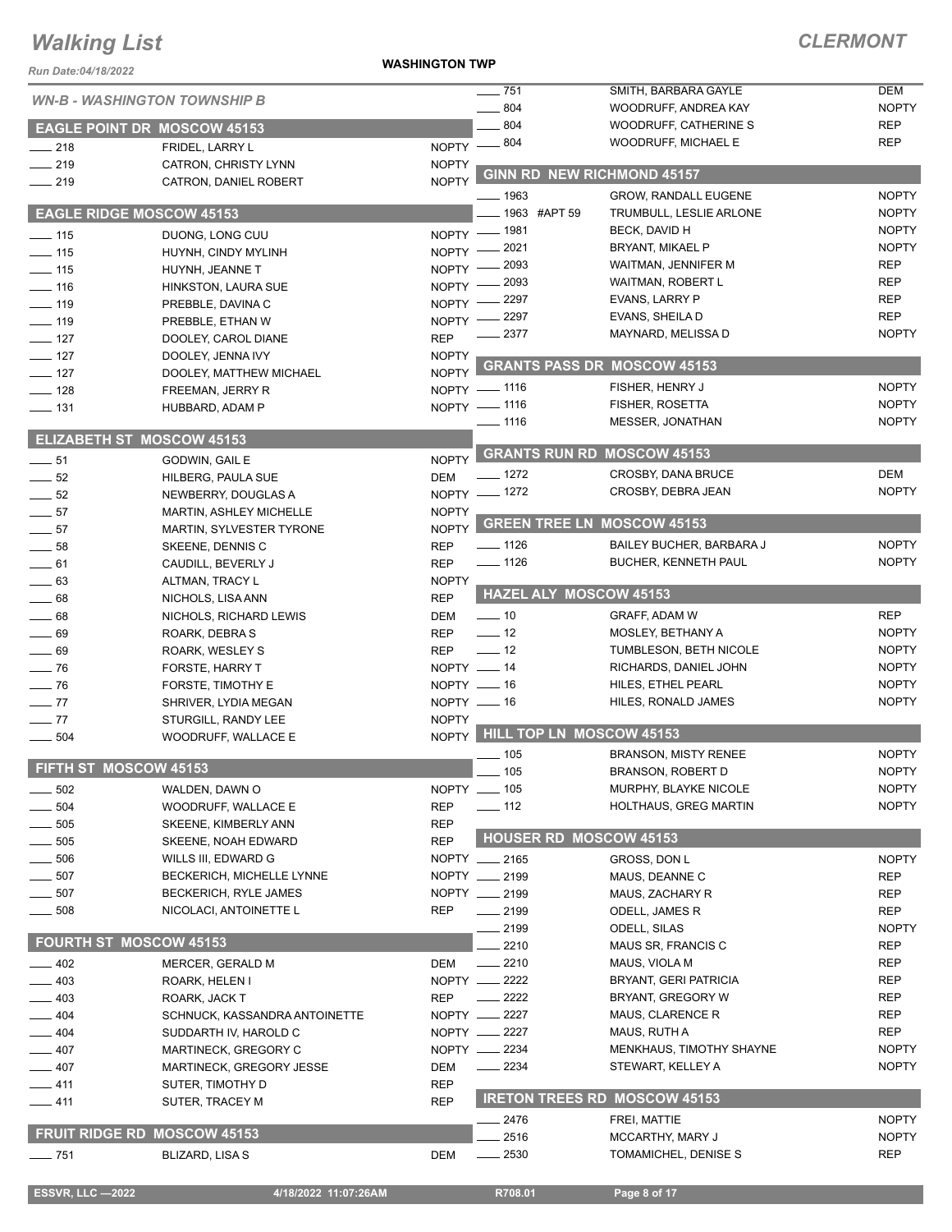# Walking List

**CLERMONT**

Run Date:04/18/2022

**WASHINGTON TWP**

*WN-B - WASHINGTON TOWNSHIP B*

## EAGLE POINT DR MOSCOW 45153

| No. | Name | Party |
|---|---|---|
| 218 | FRIDEL, LARRY L | NOPTY |
| 219 | CATRON, CHRISTY LYNN | NOPTY |
| 219 | CATRON, DANIEL ROBERT | NOPTY |

## EAGLE RIDGE MOSCOW 45153

| No. | Name | Party |
|---|---|---|
| 115 | DUONG, LONG CUU | NOPTY |
| 115 | HUYNH, CINDY MYLINH | NOPTY |
| 115 | HUYNH, JEANNE T | NOPTY |
| 116 | HINKSTON, LAURA SUE | NOPTY |
| 119 | PREBBLE, DAVINA C | NOPTY |
| 119 | PREBBLE, ETHAN W | NOPTY |
| 127 | DOOLEY, CAROL DIANE | REP |
| 127 | DOOLEY, JENNA IVY | NOPTY |
| 127 | DOOLEY, MATTHEW MICHAEL | NOPTY |
| 128 | FREEMAN, JERRY R | NOPTY |
| 131 | HUBBARD, ADAM P | NOPTY |

## ELIZABETH ST MOSCOW 45153

| No. | Name | Party |
|---|---|---|
| 51 | GODWIN, GAIL E | NOPTY |
| 52 | HILBERG, PAULA SUE | DEM |
| 52 | NEWBERRY, DOUGLAS A | NOPTY |
| 57 | MARTIN, ASHLEY MICHELLE | NOPTY |
| 57 | MARTIN, SYLVESTER TYRONE | NOPTY |
| 58 | SKEENE, DENNIS C | REP |
| 61 | CAUDILL, BEVERLY J | REP |
| 63 | ALTMAN, TRACY L | NOPTY |
| 68 | NICHOLS, LISA ANN | REP |
| 68 | NICHOLS, RICHARD LEWIS | DEM |
| 69 | ROARK, DEBRA S | REP |
| 69 | ROARK, WESLEY S | REP |
| 76 | FORSTE, HARRY T | NOPTY |
| 76 | FORSTE, TIMOTHY E | NOPTY |
| 77 | SHRIVER, LYDIA MEGAN | NOPTY |
| 77 | STURGILL, RANDY LEE | NOPTY |
| 504 | WOODRUFF, WALLACE E | NOPTY |

## FIFTH ST MOSCOW 45153

| No. | Name | Party |
|---|---|---|
| 502 | WALDEN, DAWN O | NOPTY |
| 504 | WOODRUFF, WALLACE E | REP |
| 505 | SKEENE, KIMBERLY ANN | REP |
| 505 | SKEENE, NOAH EDWARD | REP |
| 506 | WILLS III, EDWARD G | NOPTY |
| 507 | BECKERICH, MICHELLE LYNNE | NOPTY |
| 507 | BECKERICH, RYLE JAMES | NOPTY |
| 508 | NICOLACI, ANTOINETTE L | REP |

## FOURTH ST MOSCOW 45153

| No. | Name | Party |
|---|---|---|
| 402 | MERCER, GERALD M | DEM |
| 403 | ROARK, HELEN I | NOPTY |
| 403 | ROARK, JACK T | REP |
| 404 | SCHNUCK, KASSANDRA ANTOINETTE | NOPTY |
| 404 | SUDDARTH IV, HAROLD C | NOPTY |
| 407 | MARTINECK, GREGORY C | NOPTY |
| 407 | MARTINECK, GREGORY JESSE | DEM |
| 411 | SUTER, TIMOTHY D | REP |
| 411 | SUTER, TRACEY M | REP |

## FRUIT RIDGE RD MOSCOW 45153

| No. | Name | Party |
|---|---|---|
| 751 | BLIZARD, LISA S | DEM |
| 751 | SMITH, BARBARA GAYLE | DEM |
| 804 | WOODRUFF, ANDREA KAY | NOPTY |
| 804 | WOODRUFF, CATHERINE S | REP |
| 804 | WOODRUFF, MICHAEL E | REP |

## GINN RD NEW RICHMOND 45157

| No. | Name | Party |
|---|---|---|
| 1963 | GROW, RANDALL EUGENE | NOPTY |
| 1963 #APT 59 | TRUMBULL, LESLIE ARLONE | NOPTY |
| 1981 | BECK, DAVID H | NOPTY |
| 2021 | BRYANT, MIKAEL P | NOPTY |
| 2093 | WAITMAN, JENNIFER M | REP |
| 2093 | WAITMAN, ROBERT L | REP |
| 2297 | EVANS, LARRY P | REP |
| 2297 | EVANS, SHEILA D | REP |
| 2377 | MAYNARD, MELISSA D | NOPTY |

## GRANTS PASS DR MOSCOW 45153

| No. | Name | Party |
|---|---|---|
| 1116 | FISHER, HENRY J | NOPTY |
| 1116 | FISHER, ROSETTA | NOPTY |
| 1116 | MESSER, JONATHAN | NOPTY |

## GRANTS RUN RD MOSCOW 45153

| No. | Name | Party |
|---|---|---|
| 1272 | CROSBY, DANA BRUCE | DEM |
| 1272 | CROSBY, DEBRA JEAN | NOPTY |

## GREEN TREE LN MOSCOW 45153

| No. | Name | Party |
|---|---|---|
| 1126 | BAILEY BUCHER, BARBARA J | NOPTY |
| 1126 | BUCHER, KENNETH PAUL | NOPTY |

## HAZEL ALY MOSCOW 45153

| No. | Name | Party |
|---|---|---|
| 10 | GRAFF, ADAM W | REP |
| 12 | MOSLEY, BETHANY A | NOPTY |
| 12 | TUMBLESON, BETH NICOLE | NOPTY |
| 14 | RICHARDS, DANIEL JOHN | NOPTY |
| 16 | HILES, ETHEL PEARL | NOPTY |
| 16 | HILES, RONALD JAMES | NOPTY |

## HILL TOP LN MOSCOW 45153

| No. | Name | Party |
|---|---|---|
| 105 | BRANSON, MISTY RENEE | NOPTY |
| 105 | BRANSON, ROBERT D | NOPTY |
| 105 | MURPHY, BLAYKE NICOLE | NOPTY |
| 112 | HOLTHAUS, GREG MARTIN | NOPTY |

## HOUSER RD MOSCOW 45153

| No. | Name | Party |
|---|---|---|
| 2165 | GROSS, DON L | NOPTY |
| 2199 | MAUS, DEANNE C | REP |
| 2199 | MAUS, ZACHARY R | REP |
| 2199 | ODELL, JAMES R | REP |
| 2199 | ODELL, SILAS | NOPTY |
| 2210 | MAUS SR, FRANCIS C | REP |
| 2210 | MAUS, VIOLA M | REP |
| 2222 | BRYANT, GERI PATRICIA | REP |
| 2222 | BRYANT, GREGORY W | REP |
| 2227 | MAUS, CLARENCE R | REP |
| 2227 | MAUS, RUTH A | REP |
| 2234 | MENKHAUS, TIMOTHY SHAYNE | NOPTY |
| 2234 | STEWART, KELLEY A | NOPTY |

## IRETON TREES RD MOSCOW 45153

| No. | Name | Party |
|---|---|---|
| 2476 | FREI, MATTIE | NOPTY |
| 2516 | MCCARTHY, MARY J | NOPTY |
| 2530 | TOMAMICHEL, DENISE S | REP |

ESSVR, LLC —2022 4/18/2022 11:07:26AM R708.01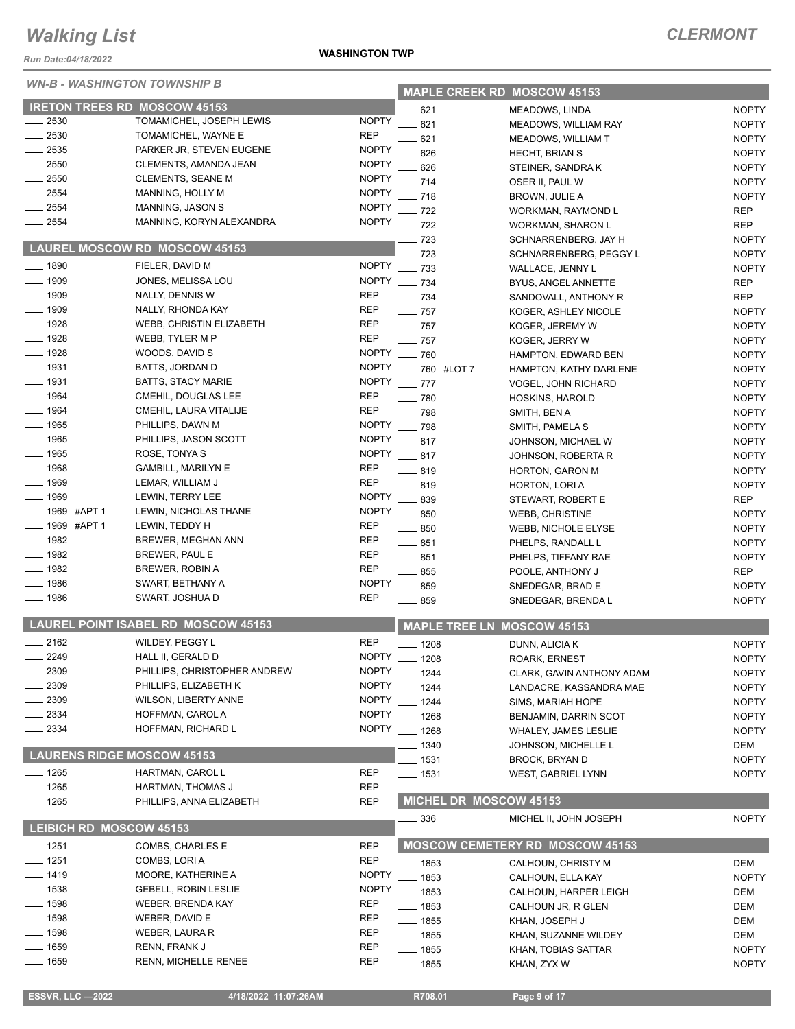# Walking List

**CLERMONT**

Run Date:04/18/2022

**WASHINGTON TWP**

## WN-B - WASHINGTON TOWNSHIP B

### IRETON TREES RD MOSCOW 45153

| No. | Name | Party |
|---|---|---|
| 2530 | TOMAMICHEL, JOSEPH LEWIS | NOPTY |
| 2530 | TOMAMICHEL, WAYNE E | REP |
| 2535 | PARKER JR, STEVEN EUGENE | NOPTY |
| 2550 | CLEMENTS, AMANDA JEAN | NOPTY |
| 2550 | CLEMENTS, SEANE M | NOPTY |
| 2554 | MANNING, HOLLY M | NOPTY |
| 2554 | MANNING, JASON S | NOPTY |
| 2554 | MANNING, KORYN ALEXANDRA | NOPTY |

### LAUREL MOSCOW RD MOSCOW 45153

| No. | Name | Party |
|---|---|---|
| 1890 | FIELER, DAVID M | NOPTY |
| 1909 | JONES, MELISSA LOU | NOPTY |
| 1909 | NALLY, DENNIS W | REP |
| 1909 | NALLY, RHONDA KAY | REP |
| 1928 | WEBB, CHRISTIN ELIZABETH | REP |
| 1928 | WEBB, TYLER M P | REP |
| 1928 | WOODS, DAVID S | NOPTY |
| 1931 | BATTS, JORDAN D | NOPTY |
| 1931 | BATTS, STACY MARIE | NOPTY |
| 1964 | CMEHIL, DOUGLAS LEE | REP |
| 1964 | CMEHIL, LAURA VITALIJE | REP |
| 1965 | PHILLIPS, DAWN M | NOPTY |
| 1965 | PHILLIPS, JASON SCOTT | NOPTY |
| 1965 | ROSE, TONYA S | NOPTY |
| 1968 | GAMBILL, MARILYN E | REP |
| 1969 | LEMAR, WILLIAM J | REP |
| 1969 | LEWIN, TERRY LEE | NOPTY |
| 1969 #APT 1 | LEWIN, NICHOLAS THANE | NOPTY |
| 1969 #APT 1 | LEWIN, TEDDY H | REP |
| 1982 | BREWER, MEGHAN ANN | REP |
| 1982 | BREWER, PAUL E | REP |
| 1982 | BREWER, ROBIN A | REP |
| 1986 | SWART, BETHANY A | NOPTY |
| 1986 | SWART, JOSHUA D | REP |

### LAUREL POINT ISABEL RD MOSCOW 45153

| No. | Name | Party |
|---|---|---|
| 2162 | WILDEY, PEGGY L | REP |
| 2249 | HALL II, GERALD D | NOPTY |
| 2309 | PHILLIPS, CHRISTOPHER ANDREW | NOPTY |
| 2309 | PHILLIPS, ELIZABETH K | NOPTY |
| 2309 | WILSON, LIBERTY ANNE | NOPTY |
| 2334 | HOFFMAN, CAROL A | NOPTY |
| 2334 | HOFFMAN, RICHARD L | NOPTY |

### LAURENS RIDGE MOSCOW 45153

| No. | Name | Party |
|---|---|---|
| 1265 | HARTMAN, CAROL L | REP |
| 1265 | HARTMAN, THOMAS J | REP |
| 1265 | PHILLIPS, ANNA ELIZABETH | REP |

### LEIBICH RD MOSCOW 45153

| No. | Name | Party |
|---|---|---|
| 1251 | COMBS, CHARLES E | REP |
| 1251 | COMBS, LORI A | REP |
| 1419 | MOORE, KATHERINE A | NOPTY |
| 1538 | GEBELL, ROBIN LESLIE | NOPTY |
| 1598 | WEBER, BRENDA KAY | REP |
| 1598 | WEBER, DAVID E | REP |
| 1598 | WEBER, LAURA R | REP |
| 1659 | RENN, FRANK J | REP |
| 1659 | RENN, MICHELLE RENEE | REP |

### MAPLE CREEK RD MOSCOW 45153

| No. | Name | Party |
|---|---|---|
| 621 | MEADOWS, LINDA | NOPTY |
| 621 | MEADOWS, WILLIAM RAY | NOPTY |
| 621 | MEADOWS, WILLIAM T | NOPTY |
| 626 | HECHT, BRIAN S | NOPTY |
| 626 | STEINER, SANDRA K | NOPTY |
| 714 | OSER II, PAUL W | NOPTY |
| 718 | BROWN, JULIE A | NOPTY |
| 722 | WORKMAN, RAYMOND L | REP |
| 722 | WORKMAN, SHARON L | REP |
| 723 | SCHNARRENBERG, JAY H | NOPTY |
| 723 | SCHNARRENBERG, PEGGY L | NOPTY |
| 733 | WALLACE, JENNY L | NOPTY |
| 734 | BYUS, ANGEL ANNETTE | REP |
| 734 | SANDOVALL, ANTHONY R | REP |
| 757 | KOGER, ASHLEY NICOLE | NOPTY |
| 757 | KOGER, JEREMY W | NOPTY |
| 757 | KOGER, JERRY W | NOPTY |
| 760 | HAMPTON, EDWARD BEN | NOPTY |
| 760 #LOT 7 | HAMPTON, KATHY DARLENE | NOPTY |
| 777 | VOGEL, JOHN RICHARD | NOPTY |
| 780 | HOSKINS, HAROLD | NOPTY |
| 798 | SMITH, BEN A | NOPTY |
| 798 | SMITH, PAMELA S | NOPTY |
| 817 | JOHNSON, MICHAEL W | NOPTY |
| 817 | JOHNSON, ROBERTA R | NOPTY |
| 819 | HORTON, GARON M | NOPTY |
| 819 | HORTON, LORI A | NOPTY |
| 839 | STEWART, ROBERT E | REP |
| 850 | WEBB, CHRISTINE | NOPTY |
| 850 | WEBB, NICHOLE ELYSE | NOPTY |
| 851 | PHELPS, RANDALL L | NOPTY |
| 851 | PHELPS, TIFFANY RAE | NOPTY |
| 855 | POOLE, ANTHONY J | REP |
| 859 | SNEDEGAR, BRAD E | NOPTY |
| 859 | SNEDEGAR, BRENDA L | NOPTY |

### MAPLE TREE LN MOSCOW 45153

| No. | Name | Party |
|---|---|---|
| 1208 | DUNN, ALICIA K | NOPTY |
| 1208 | ROARK, ERNEST | NOPTY |
| 1244 | CLARK, GAVIN ANTHONY ADAM | NOPTY |
| 1244 | LANDACRE, KASSANDRA MAE | NOPTY |
| 1244 | SIMS, MARIAH HOPE | NOPTY |
| 1268 | BENJAMIN, DARRIN SCOT | NOPTY |
| 1268 | WHALEY, JAMES LESLIE | NOPTY |
| 1340 | JOHNSON, MICHELLE L | DEM |
| 1531 | BROCK, BRYAN D | NOPTY |
| 1531 | WEST, GABRIEL LYNN | NOPTY |

### MICHEL DR MOSCOW 45153

| No. | Name | Party |
|---|---|---|
| 336 | MICHEL II, JOHN JOSEPH | NOPTY |

### MOSCOW CEMETERY RD MOSCOW 45153

| No. | Name | Party |
|---|---|---|
| 1853 | CALHOUN, CHRISTY M | DEM |
| 1853 | CALHOUN, ELLA KAY | NOPTY |
| 1853 | CALHOUN, HARPER LEIGH | DEM |
| 1853 | CALHOUN JR, R GLEN | DEM |
| 1855 | KHAN, JOSEPH J | DEM |
| 1855 | KHAN, SUZANNE WILDEY | DEM |
| 1855 | KHAN, TOBIAS SATTAR | NOPTY |
| 1855 | KHAN, ZYX W | NOPTY |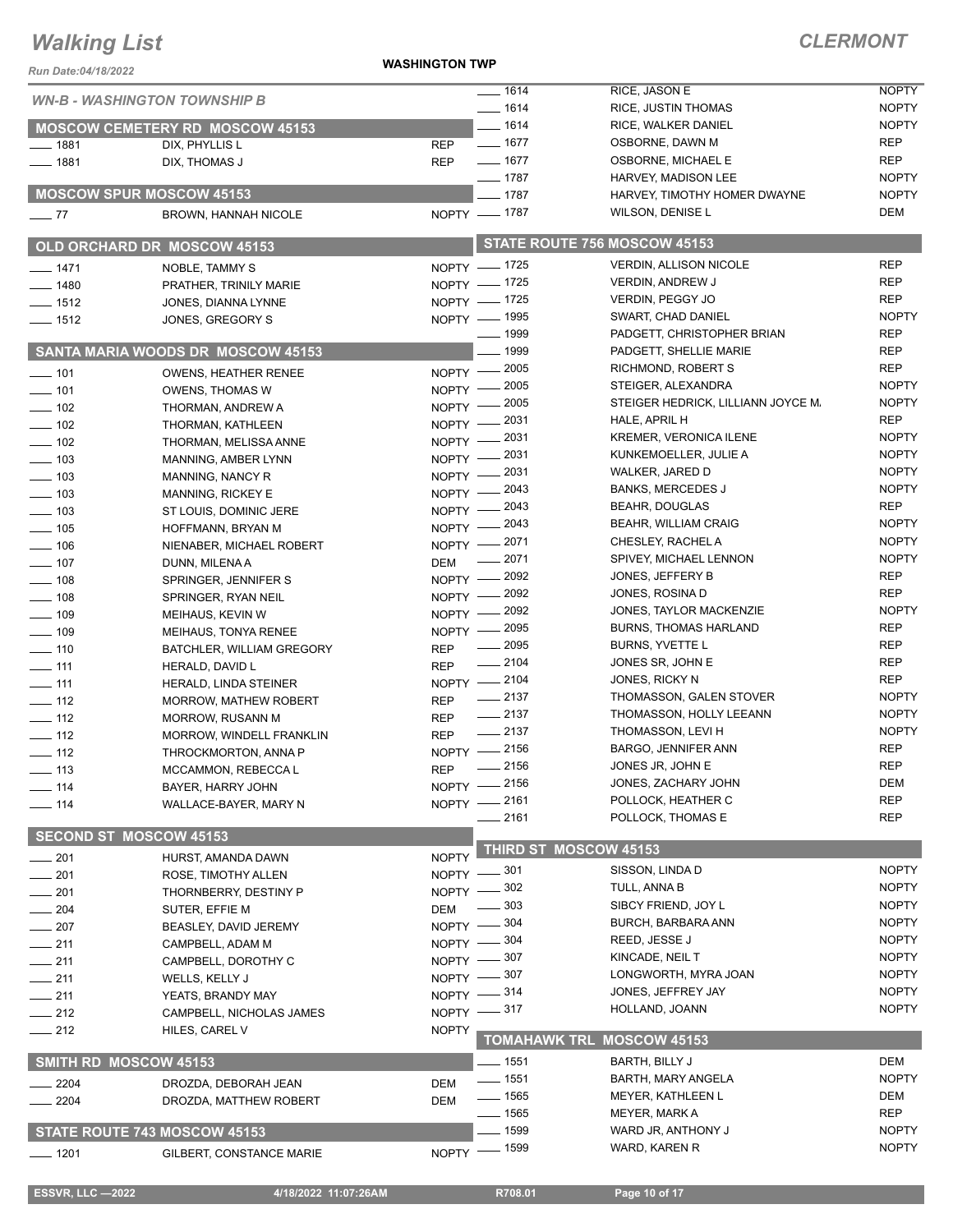# Walking List

## CLERMONT

WASHINGTON TWP

Run Date:04/18/2022

### WN-B - WASHINGTON TOWNSHIP B

#### MOSCOW CEMETERY RD MOSCOW 45153

| No. | Name | Party |
|---|---|---|
| 1881 | DIX, PHYLLIS L | REP |
| 1881 | DIX, THOMAS J | REP |

#### MOSCOW SPUR MOSCOW 45153

| No. | Name | Party |
|---|---|---|
| 77 | BROWN, HANNAH NICOLE | NOPTY |

#### OLD ORCHARD DR MOSCOW 45153

| No. | Name | Party |
|---|---|---|
| 1471 | NOBLE, TAMMY S | NOPTY |
| 1480 | PRATHER, TRINILY MARIE | NOPTY |
| 1512 | JONES, DIANNA LYNNE | NOPTY |
| 1512 | JONES, GREGORY S | NOPTY |

#### SANTA MARIA WOODS DR MOSCOW 45153

| No. | Name | Party |
|---|---|---|
| 101 | OWENS, HEATHER RENEE | NOPTY |
| 101 | OWENS, THOMAS W | NOPTY |
| 102 | THORMAN, ANDREW A | NOPTY |
| 102 | THORMAN, KATHLEEN | NOPTY |
| 102 | THORMAN, MELISSA ANNE | NOPTY |
| 103 | MANNING, AMBER LYNN | NOPTY |
| 103 | MANNING, NANCY R | NOPTY |
| 103 | MANNING, RICKEY E | NOPTY |
| 103 | ST LOUIS, DOMINIC JERE | NOPTY |
| 105 | HOFFMANN, BRYAN M | NOPTY |
| 106 | NIENABER, MICHAEL ROBERT | NOPTY |
| 107 | DUNN, MILENA A | DEM |
| 108 | SPRINGER, JENNIFER S | NOPTY |
| 108 | SPRINGER, RYAN NEIL | NOPTY |
| 109 | MEIHAUS, KEVIN W | NOPTY |
| 109 | MEIHAUS, TONYA RENEE | NOPTY |
| 110 | BATCHLER, WILLIAM GREGORY | REP |
| 111 | HERALD, DAVID L | REP |
| 111 | HERALD, LINDA STEINER | NOPTY |
| 112 | MORROW, MATHEW ROBERT | REP |
| 112 | MORROW, RUSANN M | REP |
| 112 | MORROW, WINDELL FRANKLIN | REP |
| 112 | THROCKMORTON, ANNA P | NOPTY |
| 113 | MCCAMMON, REBECCA L | REP |
| 114 | BAYER, HARRY JOHN | NOPTY |
| 114 | WALLACE-BAYER, MARY N | NOPTY |

#### SECOND ST MOSCOW 45153

| No. | Name | Party |
|---|---|---|
| 201 | HURST, AMANDA DAWN | NOPTY |
| 201 | ROSE, TIMOTHY ALLEN | NOPTY |
| 201 | THORNBERRY, DESTINY P | NOPTY |
| 204 | SUTER, EFFIE M | DEM |
| 207 | BEASLEY, DAVID JEREMY | NOPTY |
| 211 | CAMPBELL, ADAM M | NOPTY |
| 211 | CAMPBELL, DOROTHY C | NOPTY |
| 211 | WELLS, KELLY J | NOPTY |
| 211 | YEATS, BRANDY MAY | NOPTY |
| 212 | CAMPBELL, NICHOLAS JAMES | NOPTY |
| 212 | HILES, CAREL V | NOPTY |

#### SMITH RD MOSCOW 45153

| No. | Name | Party |
|---|---|---|
| 2204 | DROZDA, DEBORAH JEAN | DEM |
| 2204 | DROZDA, MATTHEW ROBERT | DEM |

#### STATE ROUTE 743 MOSCOW 45153

| No. | Name | Party |
|---|---|---|
| 1201 | GILBERT, CONSTANCE MARIE | NOPTY |
| 1614 | RICE, JASON E | NOPTY |
| 1614 | RICE, JUSTIN THOMAS | NOPTY |
| 1614 | RICE, WALKER DANIEL | NOPTY |
| 1677 | OSBORNE, DAWN M | REP |
| 1677 | OSBORNE, MICHAEL E | REP |
| 1787 | HARVEY, MADISON LEE | NOPTY |
| 1787 | HARVEY, TIMOTHY HOMER DWAYNE | NOPTY |
| 1787 | WILSON, DENISE L | DEM |

#### STATE ROUTE 756 MOSCOW 45153

| No. | Name | Party |
|---|---|---|
| 1725 | VERDIN, ALLISON NICOLE | REP |
| 1725 | VERDIN, ANDREW J | REP |
| 1725 | VERDIN, PEGGY JO | REP |
| 1995 | SWART, CHAD DANIEL | NOPTY |
| 1999 | PADGETT, CHRISTOPHER BRIAN | REP |
| 1999 | PADGETT, SHELLIE MARIE | REP |
| 2005 | RICHMOND, ROBERT S | REP |
| 2005 | STEIGER, ALEXANDRA | NOPTY |
| 2005 | STEIGER HEDRICK, LILLIANN JOYCE M. | NOPTY |
| 2031 | HALE, APRIL H | REP |
| 2031 | KREMER, VERONICA ILENE | NOPTY |
| 2031 | KUNKEMOELLER, JULIE A | NOPTY |
| 2031 | WALKER, JARED D | NOPTY |
| 2043 | BANKS, MERCEDES J | NOPTY |
| 2043 | BEAHR, DOUGLAS | REP |
| 2043 | BEAHR, WILLIAM CRAIG | NOPTY |
| 2071 | CHESLEY, RACHEL A | NOPTY |
| 2071 | SPIVEY, MICHAEL LENNON | NOPTY |
| 2092 | JONES, JEFFERY B | REP |
| 2092 | JONES, ROSINA D | REP |
| 2092 | JONES, TAYLOR MACKENZIE | NOPTY |
| 2095 | BURNS, THOMAS HARLAND | REP |
| 2095 | BURNS, YVETTE L | REP |
| 2104 | JONES SR, JOHN E | REP |
| 2104 | JONES, RICKY N | REP |
| 2137 | THOMASSON, GALEN STOVER | NOPTY |
| 2137 | THOMASSON, HOLLY LEEANN | NOPTY |
| 2137 | THOMASSON, LEVI H | NOPTY |
| 2156 | BARGO, JENNIFER ANN | REP |
| 2156 | JONES JR, JOHN E | REP |
| 2156 | JONES, ZACHARY JOHN | DEM |
| 2161 | POLLOCK, HEATHER C | REP |
| 2161 | POLLOCK, THOMAS E | REP |

#### THIRD ST MOSCOW 45153

| No. | Name | Party |
|---|---|---|
| 301 | SISSON, LINDA D | NOPTY |
| 302 | TULL, ANNA B | NOPTY |
| 303 | SIBCY FRIEND, JOY L | NOPTY |
| 304 | BURCH, BARBARA ANN | NOPTY |
| 304 | REED, JESSE J | NOPTY |
| 307 | KINCADE, NEIL T | NOPTY |
| 307 | LONGWORTH, MYRA JOAN | NOPTY |
| 314 | JONES, JEFFREY JAY | NOPTY |
| 317 | HOLLAND, JOANN | NOPTY |

#### TOMAHAWK TRL MOSCOW 45153

| No. | Name | Party |
|---|---|---|
| 1551 | BARTH, BILLY J | DEM |
| 1551 | BARTH, MARY ANGELA | NOPTY |
| 1565 | MEYER, KATHLEEN L | DEM |
| 1565 | MEYER, MARK A | REP |
| 1599 | WARD JR, ANTHONY J | NOPTY |
| 1599 | WARD, KAREN R | NOPTY |

ESSVR, LLC —2022 4/18/2022 11:07:26AM R708.01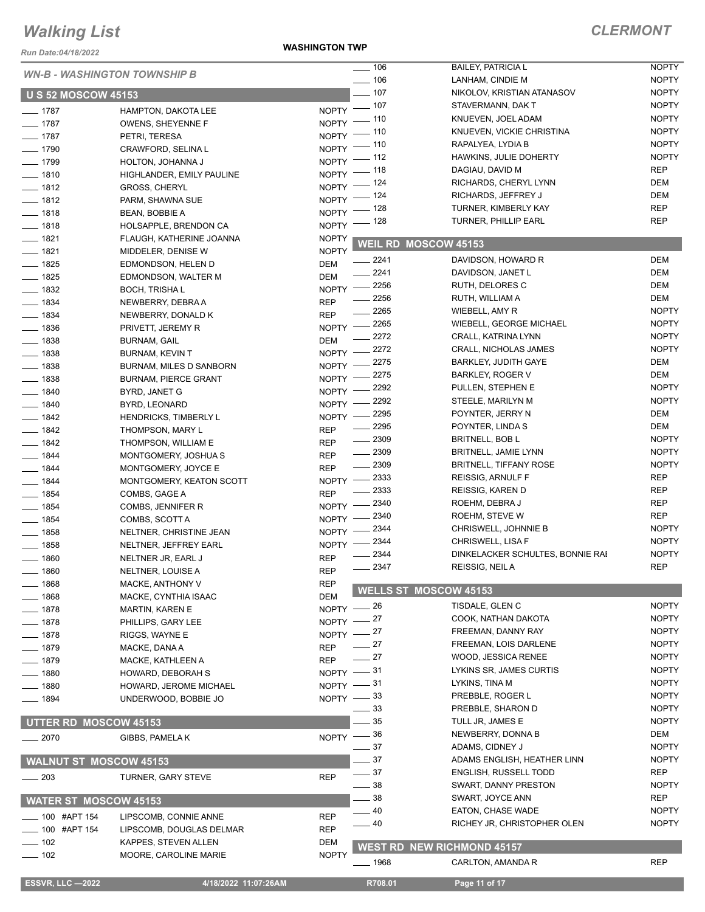# Walking List

## CLERMONT

Run Date:04/18/2022

WASHINGTON TWP

### WN-B - WASHINGTON TOWNSHIP B

#### U S 52 MOSCOW 45153

| No. | Name | Party |
|---|---|---|
| 1787 | HAMPTON, DAKOTA LEE | NOPTY |
| 1787 | OWENS, SHEYENNE F | NOPTY |
| 1787 | PETRI, TERESA | NOPTY |
| 1790 | CRAWFORD, SELINA L | NOPTY |
| 1799 | HOLTON, JOHANNA J | NOPTY |
| 1810 | HIGHLANDER, EMILY PAULINE | NOPTY |
| 1812 | GROSS, CHERYL | NOPTY |
| 1812 | PARM, SHAWNA SUE | NOPTY |
| 1818 | BEAN, BOBBIE A | NOPTY |
| 1818 | HOLSAPPLE, BRENDON CA | NOPTY |
| 1821 | FLAUGH, KATHERINE JOANNA | NOPTY |
| 1821 | MIDDELER, DENISE W | NOPTY |
| 1825 | EDMONDSON, HELEN D | DEM |
| 1825 | EDMONDSON, WALTER M | DEM |
| 1832 | BOCH, TRISHA L | NOPTY |
| 1834 | NEWBERRY, DEBRA A | REP |
| 1834 | NEWBERRY, DONALD K | REP |
| 1836 | PRIVETT, JEREMY R | NOPTY |
| 1838 | BURNAM, GAIL | DEM |
| 1838 | BURNAM, KEVIN T | NOPTY |
| 1838 | BURNAM, MILES D SANBORN | NOPTY |
| 1838 | BURNAM, PIERCE GRANT | NOPTY |
| 1840 | BYRD, JANET G | NOPTY |
| 1840 | BYRD, LEONARD | NOPTY |
| 1842 | HENDRICKS, TIMBERLY L | NOPTY |
| 1842 | THOMPSON, MARY L | REP |
| 1842 | THOMPSON, WILLIAM E | REP |
| 1844 | MONTGOMERY, JOSHUA S | REP |
| 1844 | MONTGOMERY, JOYCE E | REP |
| 1844 | MONTGOMERY, KEATON SCOTT | NOPTY |
| 1854 | COMBS, GAGE A | REP |
| 1854 | COMBS, JENNIFER R | NOPTY |
| 1854 | COMBS, SCOTT A | NOPTY |
| 1858 | NELTNER, CHRISTINE JEAN | NOPTY |
| 1858 | NELTNER, JEFFREY EARL | NOPTY |
| 1860 | NELTNER JR, EARL J | REP |
| 1860 | NELTNER, LOUISE A | REP |
| 1868 | MACKE, ANTHONY V | REP |
| 1868 | MACKE, CYNTHIA ISAAC | DEM |
| 1878 | MARTIN, KAREN E | NOPTY |
| 1878 | PHILLIPS, GARY LEE | NOPTY |
| 1878 | RIGGS, WAYNE E | NOPTY |
| 1879 | MACKE, DANA A | REP |
| 1879 | MACKE, KATHLEEN A | REP |
| 1880 | HOWARD, DEBORAH S | NOPTY |
| 1880 | HOWARD, JEROME MICHAEL | NOPTY |
| 1894 | UNDERWOOD, BOBBIE JO | NOPTY |

#### UTTER RD MOSCOW 45153

| No. | Name | Party |
|---|---|---|
| 2070 | GIBBS, PAMELA K | NOPTY |

#### WALNUT ST MOSCOW 45153

| No. | Name | Party |
|---|---|---|
| 203 | TURNER, GARY STEVE | REP |

#### WATER ST MOSCOW 45153

| No. | Name | Party |
|---|---|---|
| 100 #APT 154 | LIPSCOMB, CONNIE ANNE | REP |
| 100 #APT 154 | LIPSCOMB, DOUGLAS DELMAR | REP |
| 102 | KAPPES, STEVEN ALLEN | DEM |
| 102 | MOORE, CAROLINE MARIE | NOPTY |
| 106 | BAILEY, PATRICIA L | NOPTY |
| 106 | LANHAM, CINDIE M | NOPTY |
| 107 | NIKOLOV, KRISTIAN ATANASOV | NOPTY |
| 107 | STAVERMANN, DAK T | NOPTY |
| 110 | KNUEVEN, JOEL ADAM | NOPTY |
| 110 | KNUEVEN, VICKIE CHRISTINA | NOPTY |
| 110 | RAPALYEA, LYDIA B | NOPTY |
| 112 | HAWKINS, JULIE DOHERTY | NOPTY |
| 118 | DAGIAU, DAVID M | REP |
| 124 | RICHARDS, CHERYL LYNN | DEM |
| 124 | RICHARDS, JEFFREY J | DEM |
| 128 | TURNER, KIMBERLY KAY | REP |
| 128 | TURNER, PHILLIP EARL | REP |

#### WEIL RD MOSCOW 45153

| No. | Name | Party |
|---|---|---|
| 2241 | DAVIDSON, HOWARD R | DEM |
| 2241 | DAVIDSON, JANET L | DEM |
| 2256 | RUTH, DELORES C | DEM |
| 2256 | RUTH, WILLIAM A | DEM |
| 2265 | WIEBELL, AMY R | NOPTY |
| 2265 | WIEBELL, GEORGE MICHAEL | NOPTY |
| 2272 | CRALL, KATRINA LYNN | NOPTY |
| 2272 | CRALL, NICHOLAS JAMES | NOPTY |
| 2275 | BARKLEY, JUDITH GAYE | DEM |
| 2275 | BARKLEY, ROGER V | DEM |
| 2292 | PULLEN, STEPHEN E | NOPTY |
| 2292 | STEELE, MARILYN M | NOPTY |
| 2295 | POYNTER, JERRY N | DEM |
| 2295 | POYNTER, LINDA S | DEM |
| 2309 | BRITNELL, BOB L | NOPTY |
| 2309 | BRITNELL, JAMIE LYNN | NOPTY |
| 2309 | BRITNELL, TIFFANY ROSE | NOPTY |
| 2333 | REISSIG, ARNULF F | REP |
| 2333 | REISSIG, KAREN D | REP |
| 2340 | ROEHM, DEBRA J | REP |
| 2340 | ROEHM, STEVE W | REP |
| 2344 | CHRISWELL, JOHNNIE B | NOPTY |
| 2344 | CHRISWELL, LISA F | NOPTY |
| 2344 | DINKELACKER SCHULTES, BONNIE RAI | NOPTY |
| 2347 | REISSIG, NEIL A | REP |

#### WELLS ST MOSCOW 45153

| No. | Name | Party |
|---|---|---|
| 26 | TISDALE, GLEN C | NOPTY |
| 27 | COOK, NATHAN DAKOTA | NOPTY |
| 27 | FREEMAN, DANNY RAY | NOPTY |
| 27 | FREEMAN, LOIS DARLENE | NOPTY |
| 27 | WOOD, JESSICA RENEE | NOPTY |
| 31 | LYKINS SR, JAMES CURTIS | NOPTY |
| 31 | LYKINS, TINA M | NOPTY |
| 33 | PREBBLE, ROGER L | NOPTY |
| 33 | PREBBLE, SHARON D | NOPTY |
| 35 | TULL JR, JAMES E | NOPTY |
| 36 | NEWBERRY, DONNA B | DEM |
| 37 | ADAMS, CIDNEY J | NOPTY |
| 37 | ADAMS ENGLISH, HEATHER LINN | NOPTY |
| 37 | ENGLISH, RUSSELL TODD | REP |
| 38 | SWART, DANNY PRESTON | NOPTY |
| 38 | SWART, JOYCE ANN | REP |
| 40 | EATON, CHASE WADE | NOPTY |
| 40 | RICHEY JR, CHRISTOPHER OLEN | NOPTY |

#### WEST RD NEW RICHMOND 45157

| No. | Name | Party |
|---|---|---|
| 1968 | CARLTON, AMANDA R | REP |

ESSVR, LLC —2022 | 4/18/2022 11:07:26AM | R708.01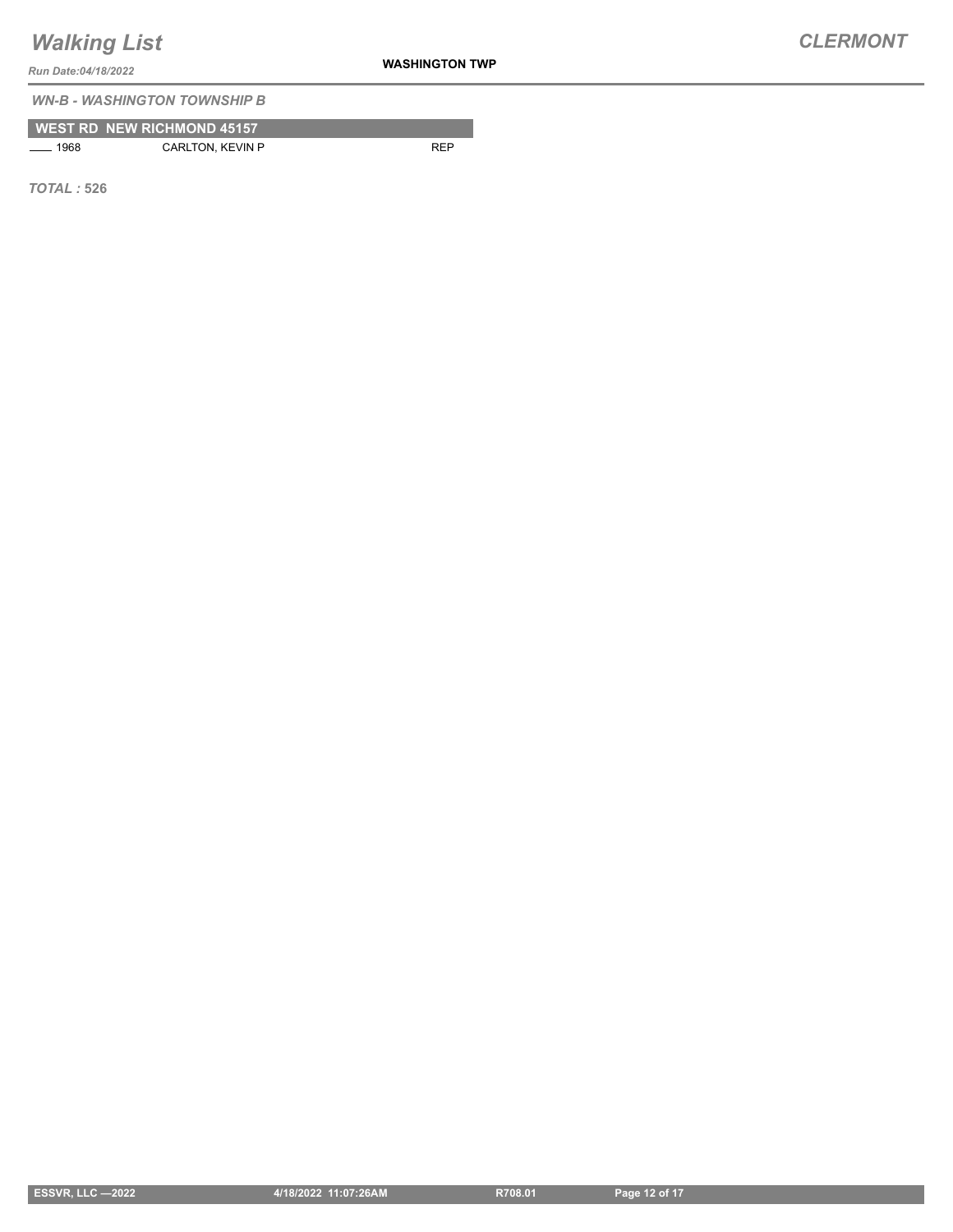*WN-B - WASHINGTON TOWNSHIP B*

**WEST RD NEW RICHMOND 45157**

| | | |
|---|---|---|
| ____ 1968 | CARLTON, KEVIN P | REP |

***TOTAL :*** **526**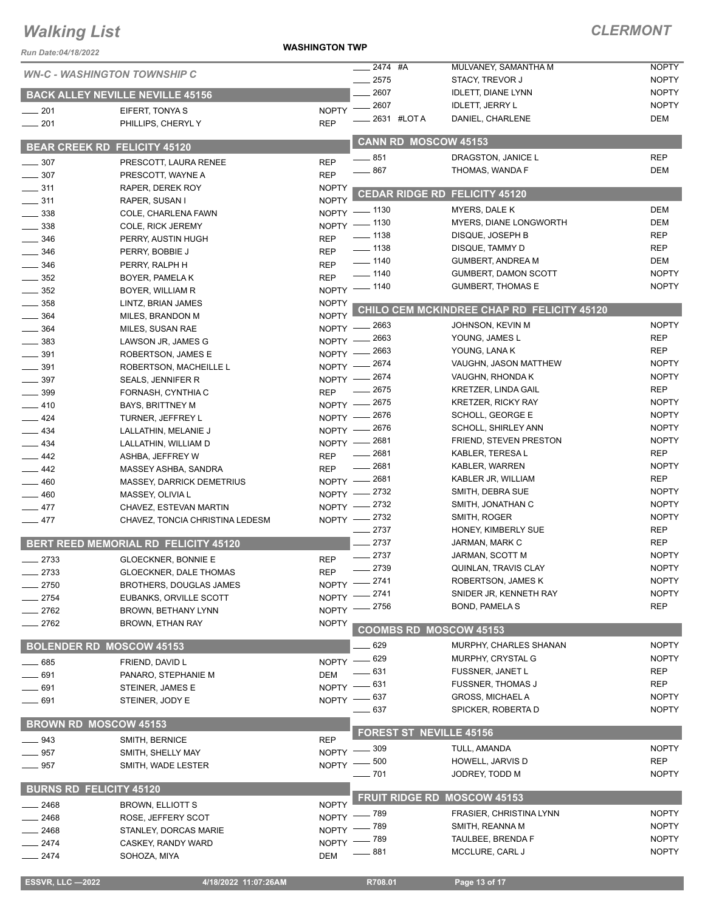# Walking List

**CLERMONT**

Run Date:04/18/2022

**WASHINGTON TWP**

*WN-C - WASHINGTON TOWNSHIP C*

## BACK ALLEY NEVILLE NEVILLE 45156

| | | |
|---|---|---|
| ___ 201 | EIFERT, TONYA S | NOPTY |
| ___ 201 | PHILLIPS, CHERYL Y | REP |

## BEAR CREEK RD FELICITY 45120

| | | |
|---|---|---|
| ___ 307 | PRESCOTT, LAURA RENEE | REP |
| ___ 307 | PRESCOTT, WAYNE A | REP |
| ___ 311 | RAPER, DEREK ROY | NOPTY |
| ___ 311 | RAPER, SUSAN I | NOPTY |
| ___ 338 | COLE, CHARLENA FAWN | NOPTY |
| ___ 338 | COLE, RICK JEREMY | NOPTY |
| ___ 346 | PERRY, AUSTIN HUGH | REP |
| ___ 346 | PERRY, BOBBIE J | REP |
| ___ 346 | PERRY, RALPH H | REP |
| ___ 352 | BOYER, PAMELA K | REP |
| ___ 352 | BOYER, WILLIAM R | NOPTY |
| ___ 358 | LINTZ, BRIAN JAMES | NOPTY |
| ___ 364 | MILES, BRANDON M | NOPTY |
| ___ 364 | MILES, SUSAN RAE | NOPTY |
| ___ 383 | LAWSON JR, JAMES G | NOPTY |
| ___ 391 | ROBERTSON, JAMES E | NOPTY |
| ___ 391 | ROBERTSON, MACHEILLE L | NOPTY |
| ___ 397 | SEALS, JENNIFER R | NOPTY |
| ___ 399 | FORNASH, CYNTHIA C | REP |
| ___ 410 | BAYS, BRITTNEY M | NOPTY |
| ___ 424 | TURNER, JEFFREY L | NOPTY |
| ___ 434 | LALLATHIN, MELANIE J | NOPTY |
| ___ 434 | LALLATHIN, WILLIAM D | NOPTY |
| ___ 442 | ASHBA, JEFFREY W | REP |
| ___ 442 | MASSEY ASHBA, SANDRA | REP |
| ___ 460 | MASSEY, DARRICK DEMETRIUS | NOPTY |
| ___ 460 | MASSEY, OLIVIA L | NOPTY |
| ___ 477 | CHAVEZ, ESTEVAN MARTIN | NOPTY |
| ___ 477 | CHAVEZ, TONCIA CHRISTINA LEDESM | NOPTY |

## BERT REED MEMORIAL RD FELICITY 45120

| | | |
|---|---|---|
| ___ 2733 | GLOECKNER, BONNIE E | REP |
| ___ 2733 | GLOECKNER, DALE THOMAS | REP |
| ___ 2750 | BROTHERS, DOUGLAS JAMES | NOPTY |
| ___ 2754 | EUBANKS, ORVILLE SCOTT | NOPTY |
| ___ 2762 | BROWN, BETHANY LYNN | NOPTY |
| ___ 2762 | BROWN, ETHAN RAY | NOPTY |

## BOLENDER RD MOSCOW 45153

| | | |
|---|---|---|
| ___ 685 | FRIEND, DAVID L | NOPTY |
| ___ 691 | PANARO, STEPHANIE M | DEM |
| ___ 691 | STEINER, JAMES E | NOPTY |
| ___ 691 | STEINER, JODY E | NOPTY |

## BROWN RD MOSCOW 45153

| | | |
|---|---|---|
| ___ 943 | SMITH, BERNICE | REP |
| ___ 957 | SMITH, SHELLY MAY | NOPTY |
| ___ 957 | SMITH, WADE LESTER | NOPTY |

## BURNS RD FELICITY 45120

| | | |
|---|---|---|
| ___ 2468 | BROWN, ELLIOTT S | NOPTY |
| ___ 2468 | ROSE, JEFFERY SCOT | NOPTY |
| ___ 2468 | STANLEY, DORCAS MARIE | NOPTY |
| ___ 2474 | CASKEY, RANDY WARD | NOPTY |
| ___ 2474 | SOHOZA, MIYA | DEM |
| ___ 2474 #A | MULVANEY, SAMANTHA M | NOPTY |
| ___ 2575 | STACY, TREVOR J | NOPTY |
| ___ 2607 | IDLETT, DIANE LYNN | NOPTY |
| ___ 2607 | IDLETT, JERRY L | NOPTY |
| ___ 2631 #LOT A | DANIEL, CHARLENE | DEM |

## CANN RD MOSCOW 45153

| | | |
|---|---|---|
| ___ 851 | DRAGSTON, JANICE L | REP |
| ___ 867 | THOMAS, WANDA F | DEM |

## CEDAR RIDGE RD FELICITY 45120

| | | |
|---|---|---|
| ___ 1130 | MYERS, DALE K | DEM |
| ___ 1130 | MYERS, DIANE LONGWORTH | DEM |
| ___ 1138 | DISQUE, JOSEPH B | REP |
| ___ 1138 | DISQUE, TAMMY D | REP |
| ___ 1140 | GUMBERT, ANDREA M | DEM |
| ___ 1140 | GUMBERT, DAMON SCOTT | NOPTY |
| ___ 1140 | GUMBERT, THOMAS E | NOPTY |

## CHILO CEM MCKINDREE CHAP RD FELICITY 45120

| | | |
|---|---|---|
| ___ 2663 | JOHNSON, KEVIN M | NOPTY |
| ___ 2663 | YOUNG, JAMES L | REP |
| ___ 2663 | YOUNG, LANA K | REP |
| ___ 2674 | VAUGHN, JASON MATTHEW | NOPTY |
| ___ 2674 | VAUGHN, RHONDA K | NOPTY |
| ___ 2675 | KRETZER, LINDA GAIL | REP |
| ___ 2675 | KRETZER, RICKY RAY | NOPTY |
| ___ 2676 | SCHOLL, GEORGE E | NOPTY |
| ___ 2676 | SCHOLL, SHIRLEY ANN | NOPTY |
| ___ 2681 | FRIEND, STEVEN PRESTON | NOPTY |
| ___ 2681 | KABLER, TERESA L | REP |
| ___ 2681 | KABLER, WARREN | NOPTY |
| ___ 2681 | KABLER JR, WILLIAM | REP |
| ___ 2732 | SMITH, DEBRA SUE | NOPTY |
| ___ 2732 | SMITH, JONATHAN C | NOPTY |
| ___ 2732 | SMITH, ROGER | NOPTY |
| ___ 2737 | HONEY, KIMBERLY SUE | REP |
| ___ 2737 | JARMAN, MARK C | REP |
| ___ 2737 | JARMAN, SCOTT M | NOPTY |
| ___ 2739 | QUINLAN, TRAVIS CLAY | NOPTY |
| ___ 2741 | ROBERTSON, JAMES K | NOPTY |
| ___ 2741 | SNIDER JR, KENNETH RAY | NOPTY |
| ___ 2756 | BOND, PAMELA S | REP |

## COOMBS RD MOSCOW 45153

| | | |
|---|---|---|
| ___ 629 | MURPHY, CHARLES SHANAN | NOPTY |
| ___ 629 | MURPHY, CRYSTAL G | NOPTY |
| ___ 631 | FUSSNER, JANET L | REP |
| ___ 631 | FUSSNER, THOMAS J | REP |
| ___ 637 | GROSS, MICHAEL A | NOPTY |
| ___ 637 | SPICKER, ROBERTA D | NOPTY |

## FOREST ST NEVILLE 45156

| | | |
|---|---|---|
| ___ 309 | TULL, AMANDA | NOPTY |
| ___ 500 | HOWELL, JARVIS D | REP |
| ___ 701 | JODREY, TODD M | NOPTY |

## FRUIT RIDGE RD MOSCOW 45153

| | | |
|---|---|---|
| ___ 789 | FRASIER, CHRISTINA LYNN | NOPTY |
| ___ 789 | SMITH, REANNA M | NOPTY |
| ___ 789 | TAULBEE, BRENDA F | NOPTY |
| ___ 881 | MCCLURE, CARL J | NOPTY |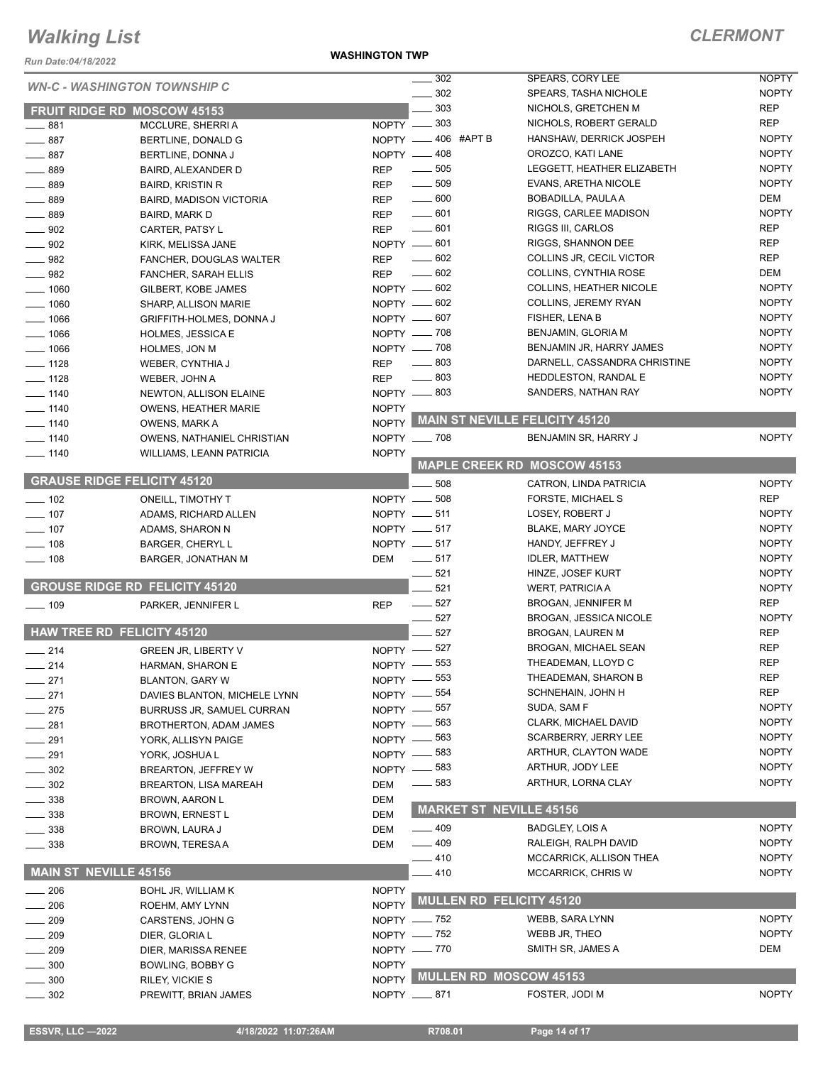# Walking List

## CLERMONT

**WASHINGTON TWP**

*Run Date:04/18/2022*

### WN-C - WASHINGTON TOWNSHIP C

#### FRUIT RIDGE RD MOSCOW 45153

| No. | Name | Party |
|---|---|---|
| 881 | MCCLURE, SHERRI A | NOPTY |
| 887 | BERTLINE, DONALD G | NOPTY |
| 887 | BERTLINE, DONNA J | NOPTY |
| 889 | BAIRD, ALEXANDER D | REP |
| 889 | BAIRD, KRISTIN R | REP |
| 889 | BAIRD, MADISON VICTORIA | REP |
| 889 | BAIRD, MARK D | REP |
| 902 | CARTER, PATSY L | REP |
| 902 | KIRK, MELISSA JANE | NOPTY |
| 982 | FANCHER, DOUGLAS WALTER | REP |
| 982 | FANCHER, SARAH ELLIS | REP |
| 1060 | GILBERT, KOBE JAMES | NOPTY |
| 1060 | SHARP, ALLISON MARIE | NOPTY |
| 1066 | GRIFFITH-HOLMES, DONNA J | NOPTY |
| 1066 | HOLMES, JESSICA E | NOPTY |
| 1066 | HOLMES, JON M | NOPTY |
| 1128 | WEBER, CYNTHIA J | REP |
| 1128 | WEBER, JOHN A | REP |
| 1140 | NEWTON, ALLISON ELAINE | NOPTY |
| 1140 | OWENS, HEATHER MARIE | NOPTY |
| 1140 | OWENS, MARK A | NOPTY |
| 1140 | OWENS, NATHANIEL CHRISTIAN | NOPTY |
| 1140 | WILLIAMS, LEANN PATRICIA | NOPTY |

#### GRAUSE RIDGE FELICITY 45120

| No. | Name | Party |
|---|---|---|
| 102 | ONEILL, TIMOTHY T | NOPTY |
| 107 | ADAMS, RICHARD ALLEN | NOPTY |
| 107 | ADAMS, SHARON N | NOPTY |
| 108 | BARGER, CHERYL L | NOPTY |
| 108 | BARGER, JONATHAN M | DEM |

#### GROUSE RIDGE RD FELICITY 45120

| No. | Name | Party |
|---|---|---|
| 109 | PARKER, JENNIFER L | REP |

#### HAW TREE RD FELICITY 45120

| No. | Name | Party |
|---|---|---|
| 214 | GREEN JR, LIBERTY V | NOPTY |
| 214 | HARMAN, SHARON E | NOPTY |
| 271 | BLANTON, GARY W | NOPTY |
| 271 | DAVIES BLANTON, MICHELE LYNN | NOPTY |
| 275 | BURRUSS JR, SAMUEL CURRAN | NOPTY |
| 281 | BROTHERTON, ADAM JAMES | NOPTY |
| 291 | YORK, ALLISYN PAIGE | NOPTY |
| 291 | YORK, JOSHUA L | NOPTY |
| 302 | BREARTON, JEFFREY W | NOPTY |
| 302 | BREARTON, LISA MAREAH | DEM |
| 338 | BROWN, AARON L | DEM |
| 338 | BROWN, ERNEST L | DEM |
| 338 | BROWN, LAURA J | DEM |
| 338 | BROWN, TERESA A | DEM |

#### MAIN ST NEVILLE 45156

| No. | Name | Party |
|---|---|---|
| 206 | BOHL JR, WILLIAM K | NOPTY |
| 206 | ROEHM, AMY LYNN | NOPTY |
| 209 | CARSTENS, JOHN G | NOPTY |
| 209 | DIER, GLORIA L | NOPTY |
| 209 | DIER, MARISSA RENEE | NOPTY |
| 300 | BOWLING, BOBBY G | NOPTY |
| 300 | RILEY, VICKIE S | NOPTY |
| 302 | PREWITT, BRIAN JAMES | NOPTY |
| 302 | SPEARS, CORY LEE | NOPTY |
| 302 | SPEARS, TASHA NICHOLE | NOPTY |
| 303 | NICHOLS, GRETCHEN M | REP |
| 303 | NICHOLS, ROBERT GERALD | REP |
| 406 #APT B | HANSHAW, DERRICK JOSPEH | NOPTY |
| 408 | OROZCO, KATI LANE | NOPTY |
| 505 | LEGGETT, HEATHER ELIZABETH | NOPTY |
| 509 | EVANS, ARETHA NICOLE | NOPTY |
| 600 | BOBADILLA, PAULA A | DEM |
| 601 | RIGGS, CARLEE MADISON | NOPTY |
| 601 | RIGGS III, CARLOS | REP |
| 601 | RIGGS, SHANNON DEE | REP |
| 602 | COLLINS JR, CECIL VICTOR | REP |
| 602 | COLLINS, CYNTHIA ROSE | DEM |
| 602 | COLLINS, HEATHER NICOLE | NOPTY |
| 602 | COLLINS, JEREMY RYAN | NOPTY |
| 607 | FISHER, LENA B | NOPTY |
| 708 | BENJAMIN, GLORIA M | NOPTY |
| 708 | BENJAMIN JR, HARRY JAMES | NOPTY |
| 803 | DARNELL, CASSANDRA CHRISTINE | NOPTY |
| 803 | HEDDLESTON, RANDAL E | NOPTY |
| 803 | SANDERS, NATHAN RAY | NOPTY |

#### MAIN ST NEVILLE FELICITY 45120

| No. | Name | Party |
|---|---|---|
| 708 | BENJAMIN SR, HARRY J | NOPTY |

#### MAPLE CREEK RD MOSCOW 45153

| No. | Name | Party |
|---|---|---|
| 508 | CATRON, LINDA PATRICIA | NOPTY |
| 508 | FORSTE, MICHAEL S | REP |
| 511 | LOSEY, ROBERT J | NOPTY |
| 517 | BLAKE, MARY JOYCE | NOPTY |
| 517 | HANDY, JEFFREY J | NOPTY |
| 517 | IDLER, MATTHEW | NOPTY |
| 521 | HINZE, JOSEF KURT | NOPTY |
| 521 | WERT, PATRICIA A | NOPTY |
| 527 | BROGAN, JENNIFER M | REP |
| 527 | BROGAN, JESSICA NICOLE | NOPTY |
| 527 | BROGAN, LAUREN M | REP |
| 527 | BROGAN, MICHAEL SEAN | REP |
| 553 | THEADEMAN, LLOYD C | REP |
| 553 | THEADEMAN, SHARON B | REP |
| 554 | SCHNEHAIN, JOHN H | REP |
| 557 | SUDA, SAM F | NOPTY |
| 563 | CLARK, MICHAEL DAVID | NOPTY |
| 563 | SCARBERRY, JERRY LEE | NOPTY |
| 583 | ARTHUR, CLAYTON WADE | NOPTY |
| 583 | ARTHUR, JODY LEE | NOPTY |
| 583 | ARTHUR, LORNA CLAY | NOPTY |

#### MARKET ST NEVILLE 45156

| No. | Name | Party |
|---|---|---|
| 409 | BADGLEY, LOIS A | NOPTY |
| 409 | RALEIGH, RALPH DAVID | NOPTY |
| 410 | MCCARRICK, ALLISON THEA | NOPTY |
| 410 | MCCARRICK, CHRIS W | NOPTY |

#### MULLEN RD FELICITY 45120

| No. | Name | Party |
|---|---|---|
| 752 | WEBB, SARA LYNN | NOPTY |
| 752 | WEBB JR, THEO | NOPTY |
| 770 | SMITH SR, JAMES A | DEM |

#### MULLEN RD MOSCOW 45153

| No. | Name | Party |
|---|---|---|
| 871 | FOSTER, JODI M | NOPTY |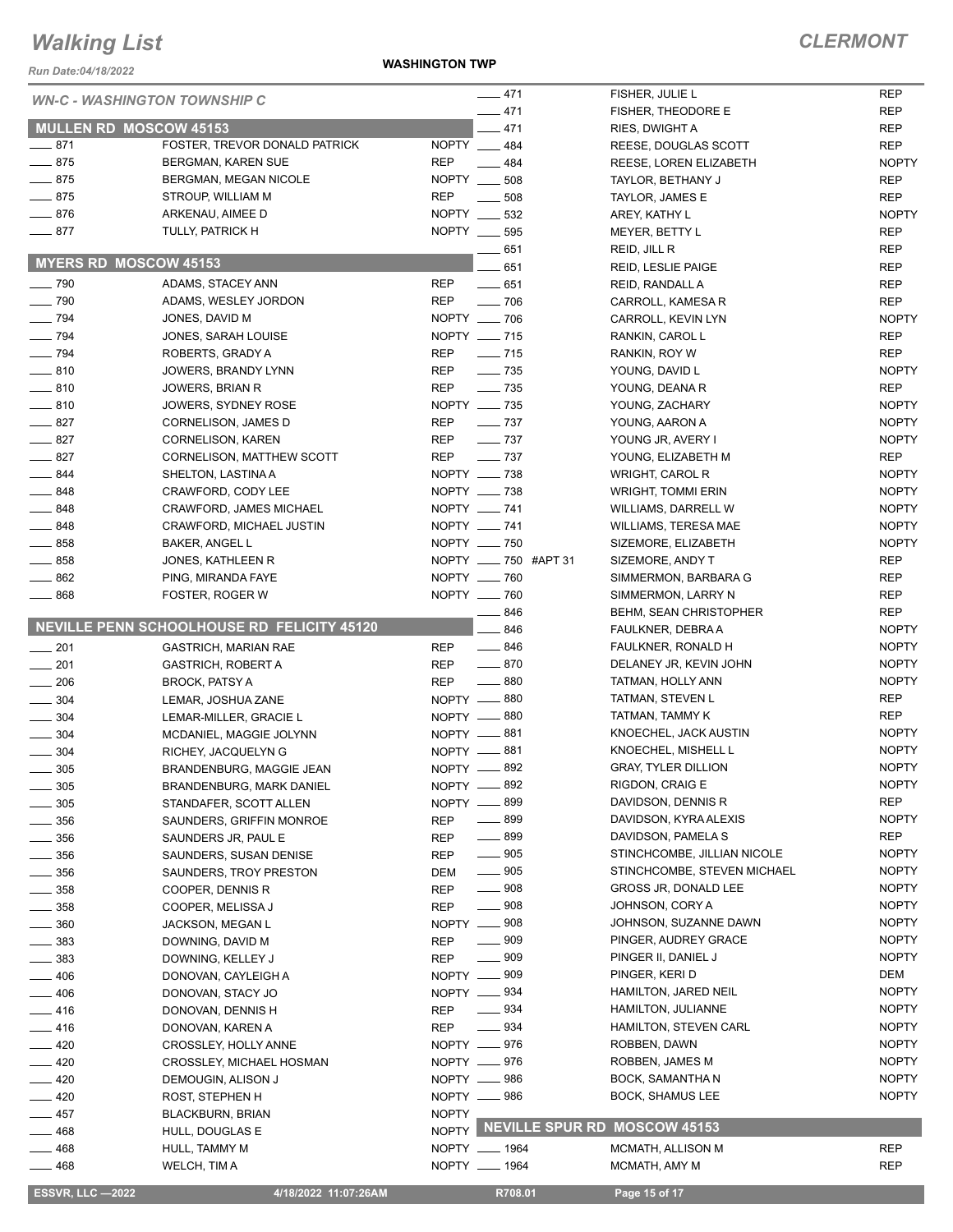# Walking List

## CLERMONT

Run Date:04/18/2022

WASHINGTON TWP

*WN-C - WASHINGTON TOWNSHIP C*

### MULLEN RD MOSCOW 45153

| # | Name | Party |
|---|---|---|
| ___ 871 | FOSTER, TREVOR DONALD PATRICK | NOPTY |
| ___ 875 | BERGMAN, KAREN SUE | REP |
| ___ 875 | BERGMAN, MEGAN NICOLE | NOPTY |
| ___ 875 | STROUP, WILLIAM M | REP |
| ___ 876 | ARKENAU, AIMEE D | NOPTY |
| ___ 877 | TULLY, PATRICK H | NOPTY |

### MYERS RD MOSCOW 45153

| # | Name | Party |
|---|---|---|
| ___ 790 | ADAMS, STACEY ANN | REP |
| ___ 790 | ADAMS, WESLEY JORDON | REP |
| ___ 794 | JONES, DAVID M | NOPTY |
| ___ 794 | JONES, SARAH LOUISE | NOPTY |
| ___ 794 | ROBERTS, GRADY A | REP |
| ___ 810 | JOWERS, BRANDY LYNN | REP |
| ___ 810 | JOWERS, BRIAN R | REP |
| ___ 810 | JOWERS, SYDNEY ROSE | NOPTY |
| ___ 827 | CORNELISON, JAMES D | REP |
| ___ 827 | CORNELISON, KAREN | REP |
| ___ 827 | CORNELISON, MATTHEW SCOTT | REP |
| ___ 844 | SHELTON, LASTINA A | NOPTY |
| ___ 848 | CRAWFORD, CODY LEE | NOPTY |
| ___ 848 | CRAWFORD, JAMES MICHAEL | NOPTY |
| ___ 848 | CRAWFORD, MICHAEL JUSTIN | NOPTY |
| ___ 858 | BAKER, ANGEL L | NOPTY |
| ___ 858 | JONES, KATHLEEN R | NOPTY |
| ___ 862 | PING, MIRANDA FAYE | NOPTY |
| ___ 868 | FOSTER, ROGER W | NOPTY |

### NEVILLE PENN SCHOOLHOUSE RD FELICITY 45120

| # | Name | Party |
|---|---|---|
| ___ 201 | GASTRICH, MARIAN RAE | REP |
| ___ 201 | GASTRICH, ROBERT A | REP |
| ___ 206 | BROCK, PATSY A | REP |
| ___ 304 | LEMAR, JOSHUA ZANE | NOPTY |
| ___ 304 | LEMAR-MILLER, GRACIE L | NOPTY |
| ___ 304 | MCDANIEL, MAGGIE JOLYNN | NOPTY |
| ___ 304 | RICHEY, JACQUELYN G | NOPTY |
| ___ 305 | BRANDENBURG, MAGGIE JEAN | NOPTY |
| ___ 305 | BRANDENBURG, MARK DANIEL | NOPTY |
| ___ 305 | STANDAFER, SCOTT ALLEN | NOPTY |
| ___ 356 | SAUNDERS, GRIFFIN MONROE | REP |
| ___ 356 | SAUNDERS JR, PAUL E | REP |
| ___ 356 | SAUNDERS, SUSAN DENISE | REP |
| ___ 356 | SAUNDERS, TROY PRESTON | DEM |
| ___ 358 | COOPER, DENNIS R | REP |
| ___ 358 | COOPER, MELISSA J | REP |
| ___ 360 | JACKSON, MEGAN L | NOPTY |
| ___ 383 | DOWNING, DAVID M | REP |
| ___ 383 | DOWNING, KELLEY J | REP |
| ___ 406 | DONOVAN, CAYLEIGH A | NOPTY |
| ___ 406 | DONOVAN, STACY JO | NOPTY |
| ___ 416 | DONOVAN, DENNIS H | REP |
| ___ 416 | DONOVAN, KAREN A | REP |
| ___ 420 | CROSSLEY, HOLLY ANNE | NOPTY |
| ___ 420 | CROSSLEY, MICHAEL HOSMAN | NOPTY |
| ___ 420 | DEMOUGIN, ALISON J | NOPTY |
| ___ 420 | ROST, STEPHEN H | NOPTY |
| ___ 457 | BLACKBURN, BRIAN | NOPTY |
| ___ 468 | HULL, DOUGLAS E | NOPTY |
| ___ 468 | HULL, TAMMY M | NOPTY |
| ___ 468 | WELCH, TIM A | NOPTY |
| ___ 471 | FISHER, JULIE L | REP |
| ___ 471 | FISHER, THEODORE E | REP |
| ___ 471 | RIES, DWIGHT A | REP |
| ___ 484 | REESE, DOUGLAS SCOTT | REP |
| ___ 484 | REESE, LOREN ELIZABETH | NOPTY |
| ___ 508 | TAYLOR, BETHANY J | REP |
| ___ 508 | TAYLOR, JAMES E | REP |
| ___ 532 | AREY, KATHY L | NOPTY |
| ___ 595 | MEYER, BETTY L | REP |
| ___ 651 | REID, JILL R | REP |
| ___ 651 | REID, LESLIE PAIGE | REP |
| ___ 651 | REID, RANDALL A | REP |
| ___ 706 | CARROLL, KAMESA R | REP |
| ___ 706 | CARROLL, KEVIN LYN | NOPTY |
| ___ 715 | RANKIN, CAROL L | REP |
| ___ 715 | RANKIN, ROY W | REP |
| ___ 735 | YOUNG, DAVID L | NOPTY |
| ___ 735 | YOUNG, DEANA R | REP |
| ___ 735 | YOUNG, ZACHARY | NOPTY |
| ___ 737 | YOUNG, AARON A | NOPTY |
| ___ 737 | YOUNG JR, AVERY I | NOPTY |
| ___ 737 | YOUNG, ELIZABETH M | REP |
| ___ 738 | WRIGHT, CAROL R | NOPTY |
| ___ 738 | WRIGHT, TOMMI ERIN | NOPTY |
| ___ 741 | WILLIAMS, DARRELL W | NOPTY |
| ___ 741 | WILLIAMS, TERESA MAE | NOPTY |
| ___ 750 | SIZEMORE, ELIZABETH | NOPTY |
| ___ 750 #APT 31 | SIZEMORE, ANDY T | REP |
| ___ 760 | SIMMERMON, BARBARA G | REP |
| ___ 760 | SIMMERMON, LARRY N | REP |
| ___ 846 | BEHM, SEAN CHRISTOPHER | REP |
| ___ 846 | FAULKNER, DEBRA A | NOPTY |
| ___ 846 | FAULKNER, RONALD H | NOPTY |
| ___ 870 | DELANEY JR, KEVIN JOHN | NOPTY |
| ___ 880 | TATMAN, HOLLY ANN | NOPTY |
| ___ 880 | TATMAN, STEVEN L | REP |
| ___ 880 | TATMAN, TAMMY K | REP |
| ___ 881 | KNOECHEL, JACK AUSTIN | NOPTY |
| ___ 881 | KNOECHEL, MISHELL L | NOPTY |
| ___ 892 | GRAY, TYLER DILLION | NOPTY |
| ___ 892 | RIGDON, CRAIG E | NOPTY |
| ___ 899 | DAVIDSON, DENNIS R | REP |
| ___ 899 | DAVIDSON, KYRA ALEXIS | NOPTY |
| ___ 899 | DAVIDSON, PAMELA S | REP |
| ___ 905 | STINCHCOMBE, JILLIAN NICOLE | NOPTY |
| ___ 905 | STINCHCOMBE, STEVEN MICHAEL | NOPTY |
| ___ 908 | GROSS JR, DONALD LEE | NOPTY |
| ___ 908 | JOHNSON, CORY A | NOPTY |
| ___ 908 | JOHNSON, SUZANNE DAWN | NOPTY |
| ___ 909 | PINGER, AUDREY GRACE | NOPTY |
| ___ 909 | PINGER II, DANIEL J | NOPTY |
| ___ 909 | PINGER, KERI D | DEM |
| ___ 934 | HAMILTON, JARED NEIL | NOPTY |
| ___ 934 | HAMILTON, JULIANNE | NOPTY |
| ___ 934 | HAMILTON, STEVEN CARL | NOPTY |
| ___ 976 | ROBBEN, DAWN | NOPTY |
| ___ 976 | ROBBEN, JAMES M | NOPTY |
| ___ 986 | BOCK, SAMANTHA N | NOPTY |
| ___ 986 | BOCK, SHAMUS LEE | NOPTY |

### NEVILLE SPUR RD MOSCOW 45153

| # | Name | Party |
|---|---|---|
| ___ 1964 | MCMATH, ALLISON M | REP |
| ___ 1964 | MCMATH, AMY M | REP |

ESSVR, LLC —2022 &nbsp;&nbsp; 4/18/2022 11:07:26AM &nbsp;&nbsp; R708.01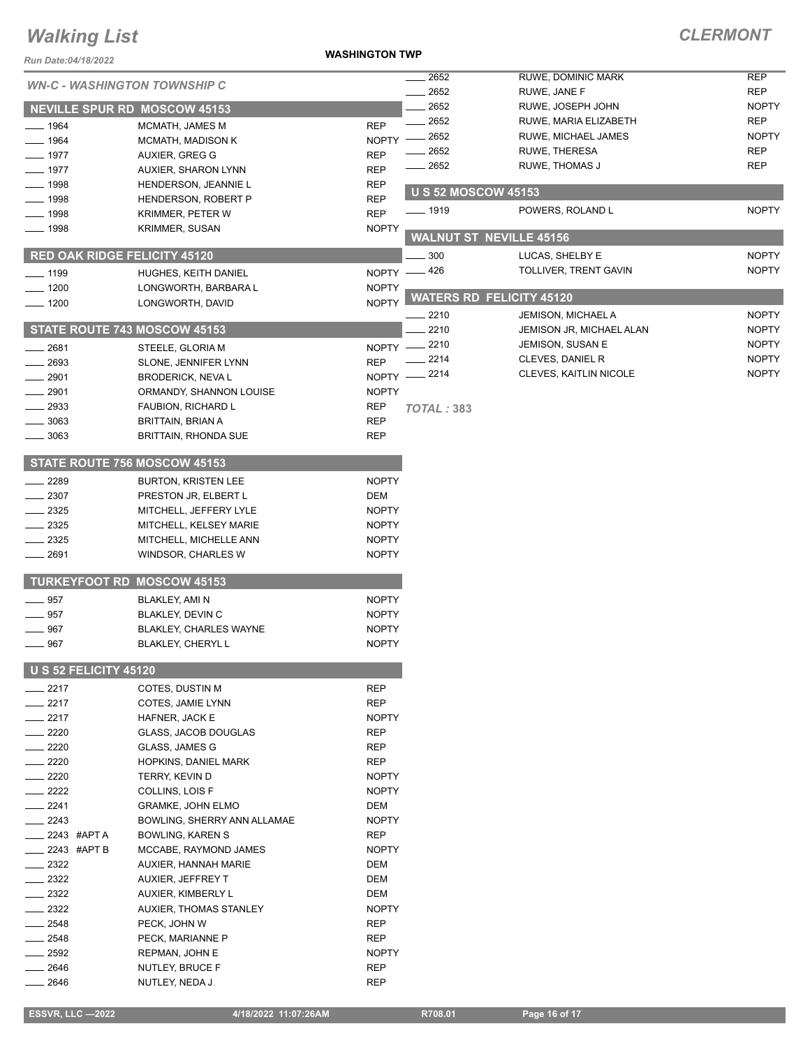# Walking List

## CLERMONT

Run Date:04/18/2022

**WASHINGTON TWP**

*WN-C - WASHINGTON TOWNSHIP C*

### NEVILLE SPUR RD MOSCOW 45153

| No. | Name | Party |
|---|---|---|
| ____ 1964 | MCMATH, JAMES M | REP |
| ____ 1964 | MCMATH, MADISON K | NOPTY |
| ____ 1977 | AUXIER, GREG G | REP |
| ____ 1977 | AUXIER, SHARON LYNN | REP |
| ____ 1998 | HENDERSON, JEANNIE L | REP |
| ____ 1998 | HENDERSON, ROBERT P | REP |
| ____ 1998 | KRIMMER, PETER W | REP |
| ____ 1998 | KRIMMER, SUSAN | NOPTY |

### RED OAK RIDGE FELICITY 45120

| No. | Name | Party |
|---|---|---|
| ____ 1199 | HUGHES, KEITH DANIEL | NOPTY |
| ____ 1200 | LONGWORTH, BARBARA L | NOPTY |
| ____ 1200 | LONGWORTH, DAVID | NOPTY |

### STATE ROUTE 743 MOSCOW 45153

| No. | Name | Party |
|---|---|---|
| ____ 2681 | STEELE, GLORIA M | NOPTY |
| ____ 2693 | SLONE, JENNIFER LYNN | REP |
| ____ 2901 | BRODERICK, NEVA L | NOPTY |
| ____ 2901 | ORMANDY, SHANNON LOUISE | NOPTY |
| ____ 2933 | FAUBION, RICHARD L | REP |
| ____ 3063 | BRITTAIN, BRIAN A | REP |
| ____ 3063 | BRITTAIN, RHONDA SUE | REP |

### STATE ROUTE 756 MOSCOW 45153

| No. | Name | Party |
|---|---|---|
| ____ 2289 | BURTON, KRISTEN LEE | NOPTY |
| ____ 2307 | PRESTON JR, ELBERT L | DEM |
| ____ 2325 | MITCHELL, JEFFERY LYLE | NOPTY |
| ____ 2325 | MITCHELL, KELSEY MARIE | NOPTY |
| ____ 2325 | MITCHELL, MICHELLE ANN | NOPTY |
| ____ 2691 | WINDSOR, CHARLES W | NOPTY |

### TURKEYFOOT RD MOSCOW 45153

| No. | Name | Party |
|---|---|---|
| ____ 957 | BLAKLEY, AMI N | NOPTY |
| ____ 957 | BLAKLEY, DEVIN C | NOPTY |
| ____ 967 | BLAKLEY, CHARLES WAYNE | NOPTY |
| ____ 967 | BLAKLEY, CHERYL L | NOPTY |

### U S 52 FELICITY 45120

| No. | Name | Party |
|---|---|---|
| ____ 2217 | COTES, DUSTIN M | REP |
| ____ 2217 | COTES, JAMIE LYNN | REP |
| ____ 2217 | HAFNER, JACK E | NOPTY |
| ____ 2220 | GLASS, JACOB DOUGLAS | REP |
| ____ 2220 | GLASS, JAMES G | REP |
| ____ 2220 | HOPKINS, DANIEL MARK | REP |
| ____ 2220 | TERRY, KEVIN D | NOPTY |
| ____ 2222 | COLLINS, LOIS F | NOPTY |
| ____ 2241 | GRAMKE, JOHN ELMO | DEM |
| ____ 2243 | BOWLING, SHERRY ANN ALLAMAE | NOPTY |
| ____ 2243 #APT A | BOWLING, KAREN S | REP |
| ____ 2243 #APT B | MCCABE, RAYMOND JAMES | NOPTY |
| ____ 2322 | AUXIER, HANNAH MARIE | DEM |
| ____ 2322 | AUXIER, JEFFREY T | DEM |
| ____ 2322 | AUXIER, KIMBERLY L | DEM |
| ____ 2322 | AUXIER, THOMAS STANLEY | NOPTY |
| ____ 2548 | PECK, JOHN W | REP |
| ____ 2548 | PECK, MARIANNE P | REP |
| ____ 2592 | REPMAN, JOHN E | NOPTY |
| ____ 2646 | NUTLEY, BRUCE F | REP |
| ____ 2646 | NUTLEY, NEDA J | REP |
| ____ 2652 | RUWE, DOMINIC MARK | REP |
| ____ 2652 | RUWE, JANE F | REP |
| ____ 2652 | RUWE, JOSEPH JOHN | NOPTY |
| ____ 2652 | RUWE, MARIA ELIZABETH | REP |
| ____ 2652 | RUWE, MICHAEL JAMES | NOPTY |
| ____ 2652 | RUWE, THERESA | REP |
| ____ 2652 | RUWE, THOMAS J | REP |

### U S 52 MOSCOW 45153

| No. | Name | Party |
|---|---|---|
| ____ 1919 | POWERS, ROLAND L | NOPTY |

### WALNUT ST NEVILLE 45156

| No. | Name | Party |
|---|---|---|
| ____ 300 | LUCAS, SHELBY E | NOPTY |
| ____ 426 | TOLLIVER, TRENT GAVIN | NOPTY |

### WATERS RD FELICITY 45120

| No. | Name | Party |
|---|---|---|
| ____ 2210 | JEMISON, MICHAEL A | NOPTY |
| ____ 2210 | JEMISON JR, MICHAEL ALAN | NOPTY |
| ____ 2210 | JEMISON, SUSAN E | NOPTY |
| ____ 2214 | CLEVES, DANIEL R | NOPTY |
| ____ 2214 | CLEVES, KAITLIN NICOLE | NOPTY |

*TOTAL : 383*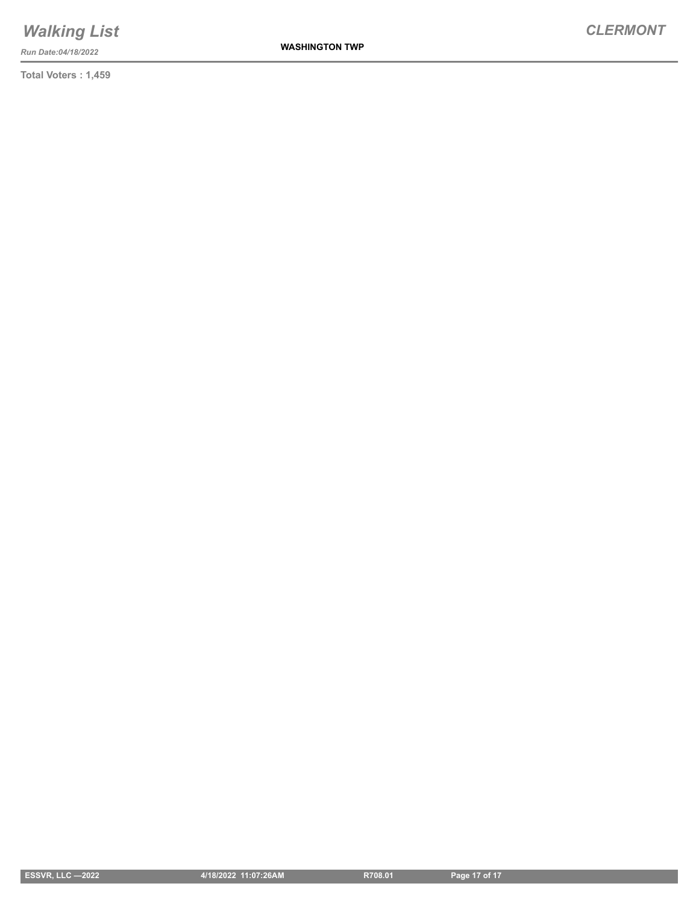Total Voters : 1,459